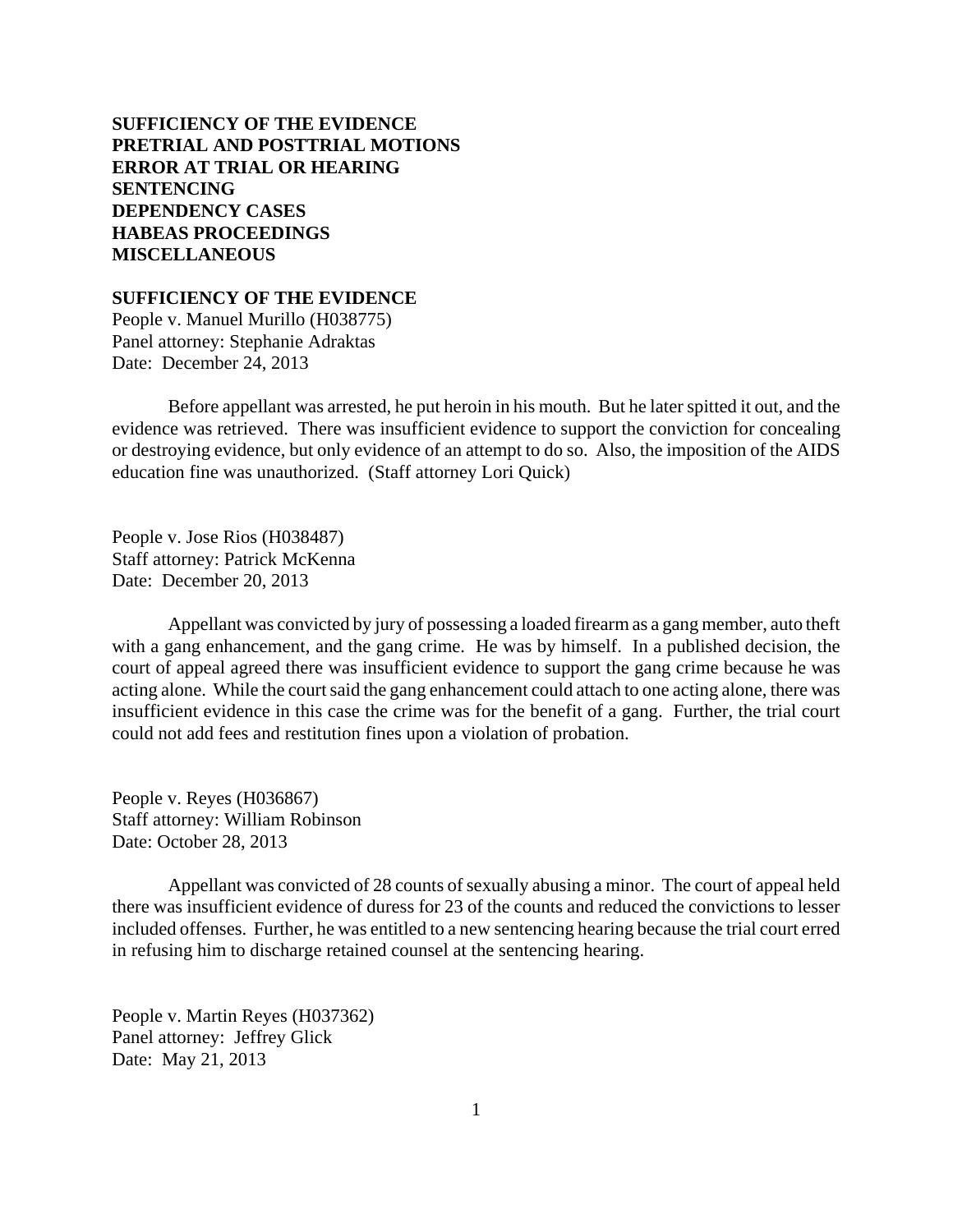**SUFFICIENCY OF THE EVIDENCE**
**PRETRIAL AND POSTTRIAL MOTIONS**
**ERROR AT TRIAL OR HEARING**
**SENTENCING**
**DEPENDENCY CASES**
**HABEAS PROCEEDINGS**
**MISCELLANEOUS**

## SUFFICIENCY OF THE EVIDENCE

People v. Manuel Murillo (H038775)
Panel attorney: Stephanie Adraktas
Date: December 24, 2013

Before appellant was arrested, he put heroin in his mouth. But he later spitted it out, and the evidence was retrieved. There was insufficient evidence to support the conviction for concealing or destroying evidence, but only evidence of an attempt to do so. Also, the imposition of the AIDS education fine was unauthorized. (Staff attorney Lori Quick)

People v. Jose Rios (H038487)
Staff attorney: Patrick McKenna
Date: December 20, 2013

Appellant was convicted by jury of possessing a loaded firearm as a gang member, auto theft with a gang enhancement, and the gang crime. He was by himself. In a published decision, the court of appeal agreed there was insufficient evidence to support the gang crime because he was acting alone. While the court said the gang enhancement could attach to one acting alone, there was insufficient evidence in this case the crime was for the benefit of a gang. Further, the trial court could not add fees and restitution fines upon a violation of probation.

People v. Reyes (H036867)
Staff attorney: William Robinson
Date: October 28, 2013

Appellant was convicted of 28 counts of sexually abusing a minor. The court of appeal held there was insufficient evidence of duress for 23 of the counts and reduced the convictions to lesser included offenses. Further, he was entitled to a new sentencing hearing because the trial court erred in refusing him to discharge retained counsel at the sentencing hearing.

People v. Martin Reyes (H037362)
Panel attorney: Jeffrey Glick
Date: May 21, 2013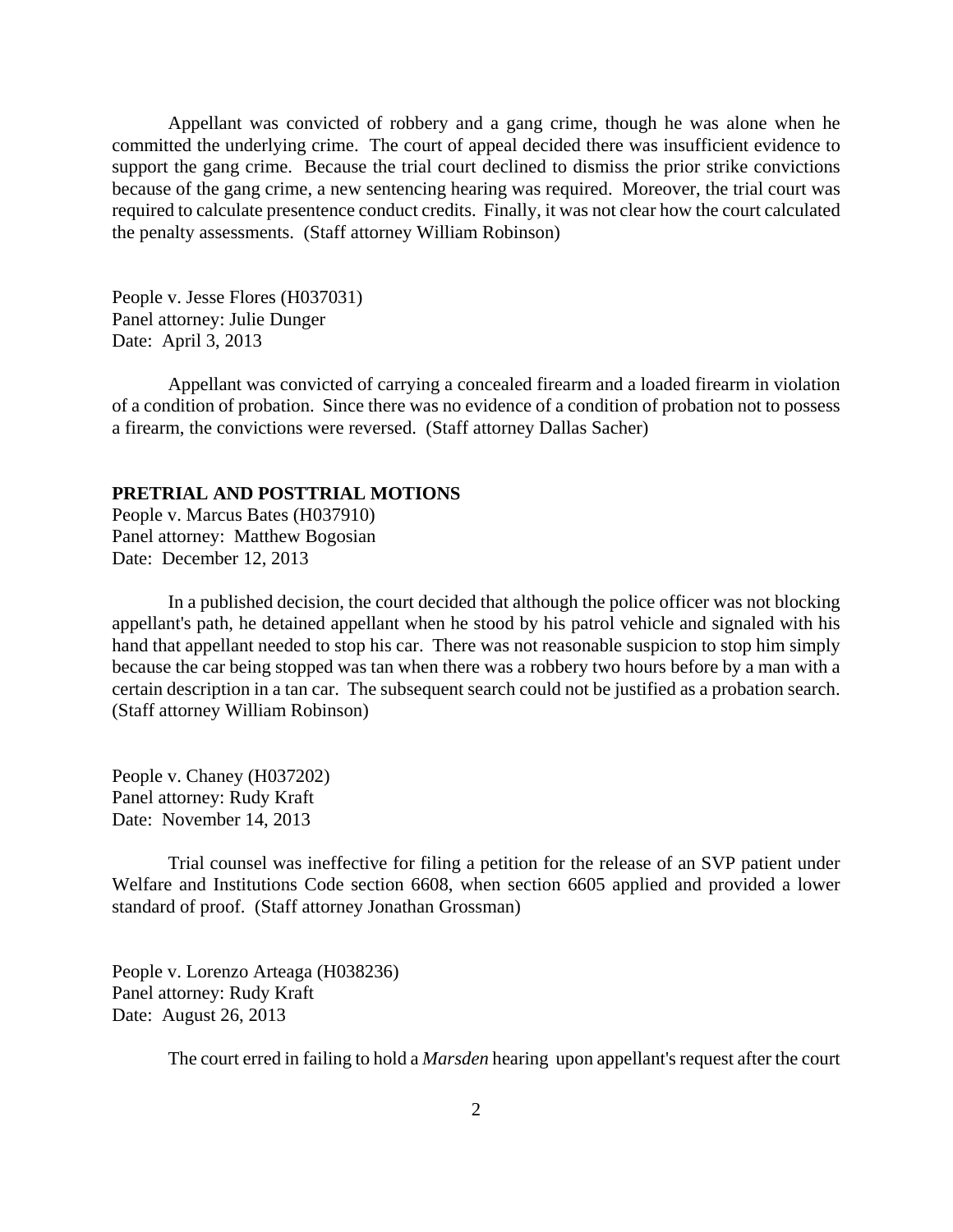Appellant was convicted of robbery and a gang crime, though he was alone when he committed the underlying crime. The court of appeal decided there was insufficient evidence to support the gang crime. Because the trial court declined to dismiss the prior strike convictions because of the gang crime, a new sentencing hearing was required. Moreover, the trial court was required to calculate presentence conduct credits. Finally, it was not clear how the court calculated the penalty assessments. (Staff attorney William Robinson)

People v. Jesse Flores (H037031)
Panel attorney: Julie Dunger
Date: April 3, 2013

Appellant was convicted of carrying a concealed firearm and a loaded firearm in violation of a condition of probation. Since there was no evidence of a condition of probation not to possess a firearm, the convictions were reversed. (Staff attorney Dallas Sacher)

**PRETRIAL AND POSTTRIAL MOTIONS**

People v. Marcus Bates (H037910)
Panel attorney: Matthew Bogosian
Date: December 12, 2013

In a published decision, the court decided that although the police officer was not blocking appellant's path, he detained appellant when he stood by his patrol vehicle and signaled with his hand that appellant needed to stop his car. There was not reasonable suspicion to stop him simply because the car being stopped was tan when there was a robbery two hours before by a man with a certain description in a tan car. The subsequent search could not be justified as a probation search. (Staff attorney William Robinson)

People v. Chaney (H037202)
Panel attorney: Rudy Kraft
Date: November 14, 2013

Trial counsel was ineffective for filing a petition for the release of an SVP patient under Welfare and Institutions Code section 6608, when section 6605 applied and provided a lower standard of proof. (Staff attorney Jonathan Grossman)

People v. Lorenzo Arteaga (H038236)
Panel attorney: Rudy Kraft
Date: August 26, 2013

The court erred in failing to hold a *Marsden* hearing upon appellant's request after the court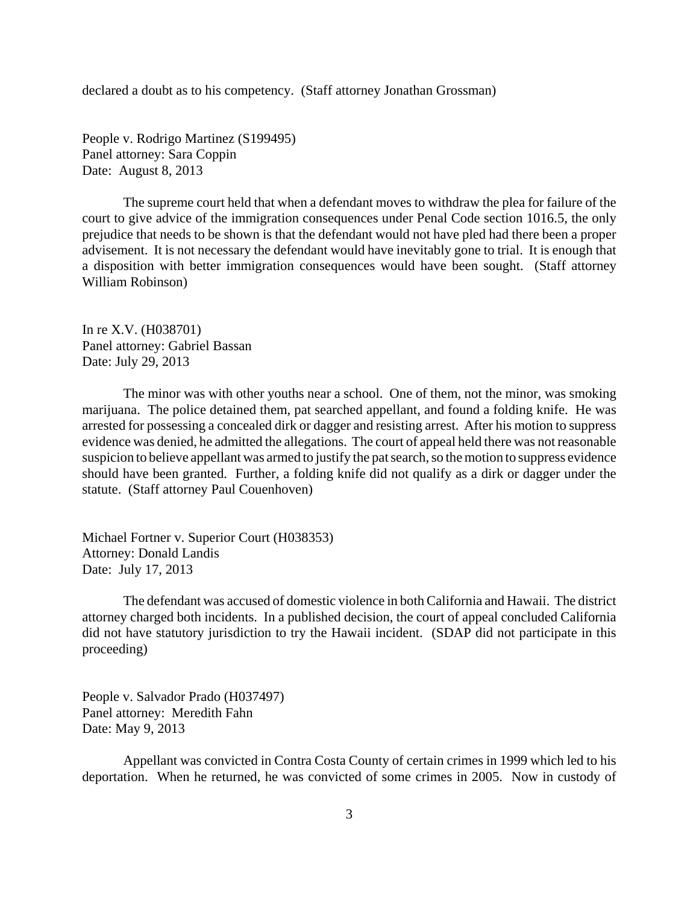declared a doubt as to his competency. (Staff attorney Jonathan Grossman)

People v. Rodrigo Martinez (S199495)
Panel attorney: Sara Coppin
Date: August 8, 2013

The supreme court held that when a defendant moves to withdraw the plea for failure of the court to give advice of the immigration consequences under Penal Code section 1016.5, the only prejudice that needs to be shown is that the defendant would not have pled had there been a proper advisement. It is not necessary the defendant would have inevitably gone to trial. It is enough that a disposition with better immigration consequences would have been sought. (Staff attorney William Robinson)

In re X.V. (H038701)
Panel attorney: Gabriel Bassan
Date: July 29, 2013

The minor was with other youths near a school. One of them, not the minor, was smoking marijuana. The police detained them, pat searched appellant, and found a folding knife. He was arrested for possessing a concealed dirk or dagger and resisting arrest. After his motion to suppress evidence was denied, he admitted the allegations. The court of appeal held there was not reasonable suspicion to believe appellant was armed to justify the pat search, so the motion to suppress evidence should have been granted. Further, a folding knife did not qualify as a dirk or dagger under the statute. (Staff attorney Paul Couenhoven)

Michael Fortner v. Superior Court (H038353)
Attorney: Donald Landis
Date: July 17, 2013

The defendant was accused of domestic violence in both California and Hawaii. The district attorney charged both incidents. In a published decision, the court of appeal concluded California did not have statutory jurisdiction to try the Hawaii incident. (SDAP did not participate in this proceeding)

People v. Salvador Prado (H037497)
Panel attorney: Meredith Fahn
Date: May 9, 2013

Appellant was convicted in Contra Costa County of certain crimes in 1999 which led to his deportation. When he returned, he was convicted of some crimes in 2005. Now in custody of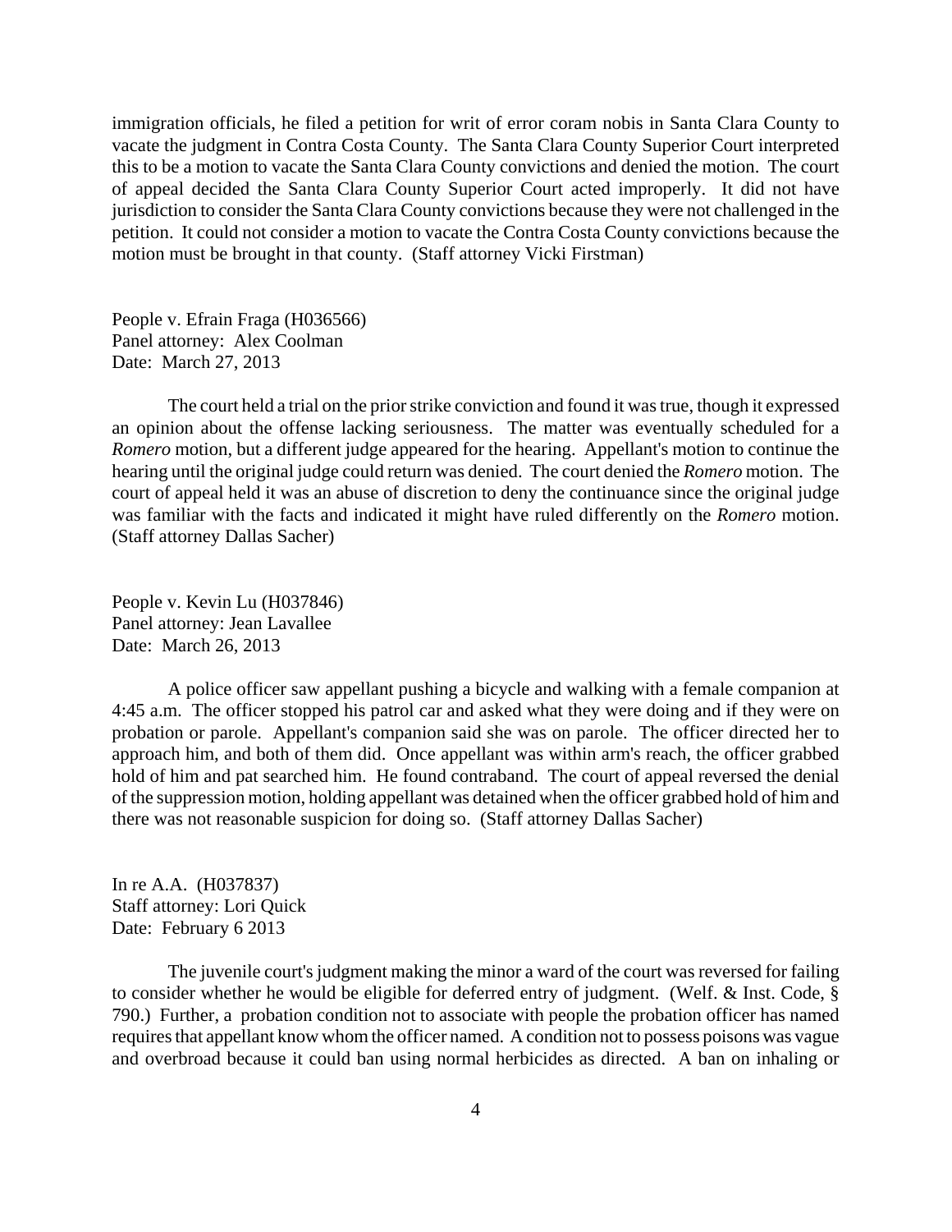immigration officials, he filed a petition for writ of error coram nobis in Santa Clara County to vacate the judgment in Contra Costa County. The Santa Clara County Superior Court interpreted this to be a motion to vacate the Santa Clara County convictions and denied the motion. The court of appeal decided the Santa Clara County Superior Court acted improperly. It did not have jurisdiction to consider the Santa Clara County convictions because they were not challenged in the petition. It could not consider a motion to vacate the Contra Costa County convictions because the motion must be brought in that county. (Staff attorney Vicki Firstman)

People v. Efrain Fraga (H036566)
Panel attorney: Alex Coolman
Date: March 27, 2013

The court held a trial on the prior strike conviction and found it was true, though it expressed an opinion about the offense lacking seriousness. The matter was eventually scheduled for a *Romero* motion, but a different judge appeared for the hearing. Appellant's motion to continue the hearing until the original judge could return was denied. The court denied the *Romero* motion. The court of appeal held it was an abuse of discretion to deny the continuance since the original judge was familiar with the facts and indicated it might have ruled differently on the *Romero* motion. (Staff attorney Dallas Sacher)

People v. Kevin Lu (H037846)
Panel attorney: Jean Lavallee
Date: March 26, 2013

A police officer saw appellant pushing a bicycle and walking with a female companion at 4:45 a.m. The officer stopped his patrol car and asked what they were doing and if they were on probation or parole. Appellant's companion said she was on parole. The officer directed her to approach him, and both of them did. Once appellant was within arm's reach, the officer grabbed hold of him and pat searched him. He found contraband. The court of appeal reversed the denial of the suppression motion, holding appellant was detained when the officer grabbed hold of him and there was not reasonable suspicion for doing so. (Staff attorney Dallas Sacher)

In re A.A. (H037837)
Staff attorney: Lori Quick
Date: February 6 2013

The juvenile court's judgment making the minor a ward of the court was reversed for failing to consider whether he would be eligible for deferred entry of judgment. (Welf. & Inst. Code, § 790.) Further, a probation condition not to associate with people the probation officer has named requires that appellant know whom the officer named. A condition not to possess poisons was vague and overbroad because it could ban using normal herbicides as directed. A ban on inhaling or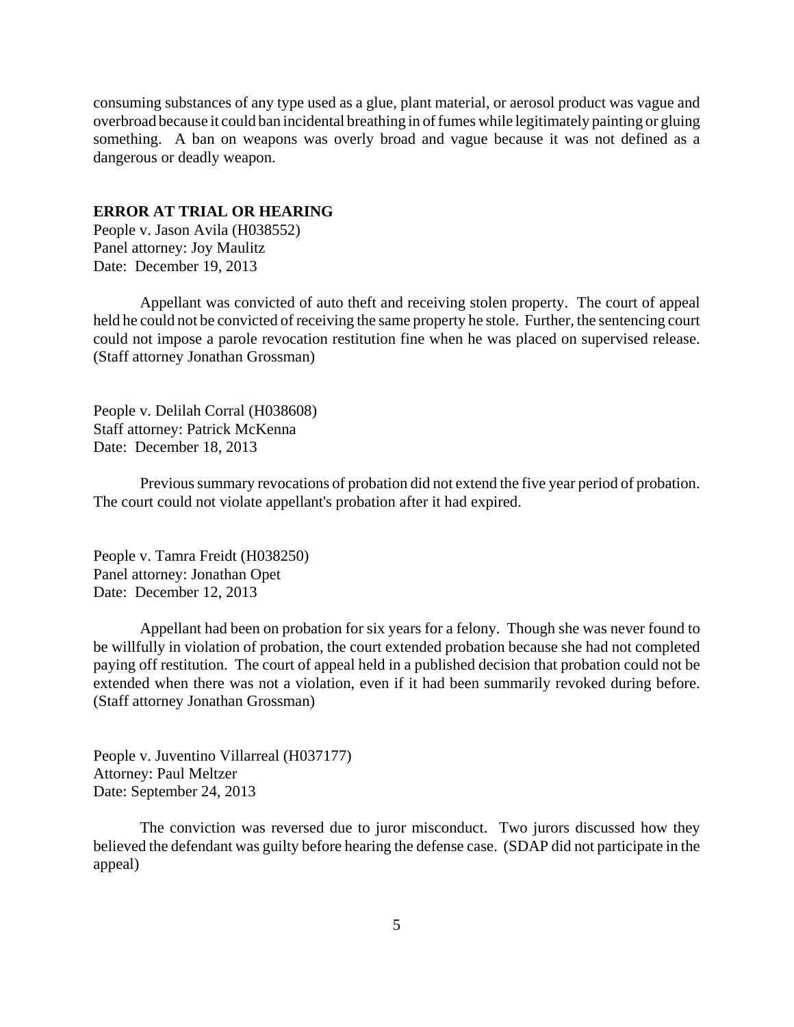consuming substances of any type used as a glue, plant material, or aerosol product was vague and overbroad because it could ban incidental breathing in of fumes while legitimately painting or gluing something. A ban on weapons was overly broad and vague because it was not defined as a dangerous or deadly weapon.

**ERROR AT TRIAL OR HEARING**

People v. Jason Avila (H038552)
Panel attorney: Joy Maulitz
Date: December 19, 2013

Appellant was convicted of auto theft and receiving stolen property. The court of appeal held he could not be convicted of receiving the same property he stole. Further, the sentencing court could not impose a parole revocation restitution fine when he was placed on supervised release. (Staff attorney Jonathan Grossman)

People v. Delilah Corral (H038608)
Staff attorney: Patrick McKenna
Date: December 18, 2013

Previous summary revocations of probation did not extend the five year period of probation. The court could not violate appellant's probation after it had expired.

People v. Tamra Freidt (H038250)
Panel attorney: Jonathan Opet
Date: December 12, 2013

Appellant had been on probation for six years for a felony. Though she was never found to be willfully in violation of probation, the court extended probation because she had not completed paying off restitution. The court of appeal held in a published decision that probation could not be extended when there was not a violation, even if it had been summarily revoked during before. (Staff attorney Jonathan Grossman)

People v. Juventino Villarreal (H037177)
Attorney: Paul Meltzer
Date: September 24, 2013

The conviction was reversed due to juror misconduct. Two jurors discussed how they believed the defendant was guilty before hearing the defense case. (SDAP did not participate in the appeal)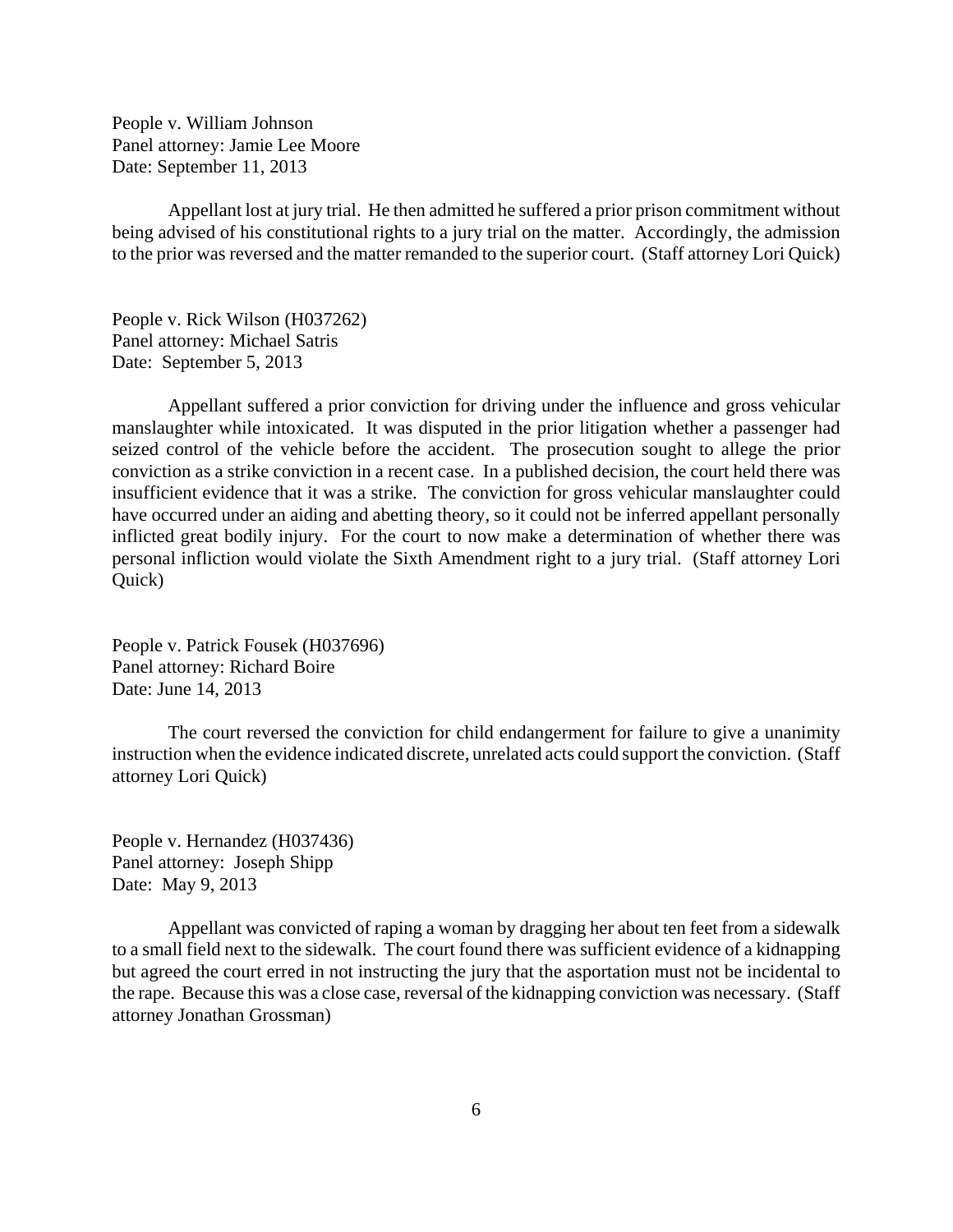People v. William Johnson
Panel attorney: Jamie Lee Moore
Date: September 11, 2013

Appellant lost at jury trial. He then admitted he suffered a prior prison commitment without being advised of his constitutional rights to a jury trial on the matter. Accordingly, the admission to the prior was reversed and the matter remanded to the superior court. (Staff attorney Lori Quick)

People v. Rick Wilson (H037262)
Panel attorney: Michael Satris
Date: September 5, 2013

Appellant suffered a prior conviction for driving under the influence and gross vehicular manslaughter while intoxicated. It was disputed in the prior litigation whether a passenger had seized control of the vehicle before the accident. The prosecution sought to allege the prior conviction as a strike conviction in a recent case. In a published decision, the court held there was insufficient evidence that it was a strike. The conviction for gross vehicular manslaughter could have occurred under an aiding and abetting theory, so it could not be inferred appellant personally inflicted great bodily injury. For the court to now make a determination of whether there was personal infliction would violate the Sixth Amendment right to a jury trial. (Staff attorney Lori Quick)

People v. Patrick Fousek (H037696)
Panel attorney: Richard Boire
Date: June 14, 2013

The court reversed the conviction for child endangerment for failure to give a unanimity instruction when the evidence indicated discrete, unrelated acts could support the conviction. (Staff attorney Lori Quick)

People v. Hernandez (H037436)
Panel attorney: Joseph Shipp
Date: May 9, 2013

Appellant was convicted of raping a woman by dragging her about ten feet from a sidewalk to a small field next to the sidewalk. The court found there was sufficient evidence of a kidnapping but agreed the court erred in not instructing the jury that the asportation must not be incidental to the rape. Because this was a close case, reversal of the kidnapping conviction was necessary. (Staff attorney Jonathan Grossman)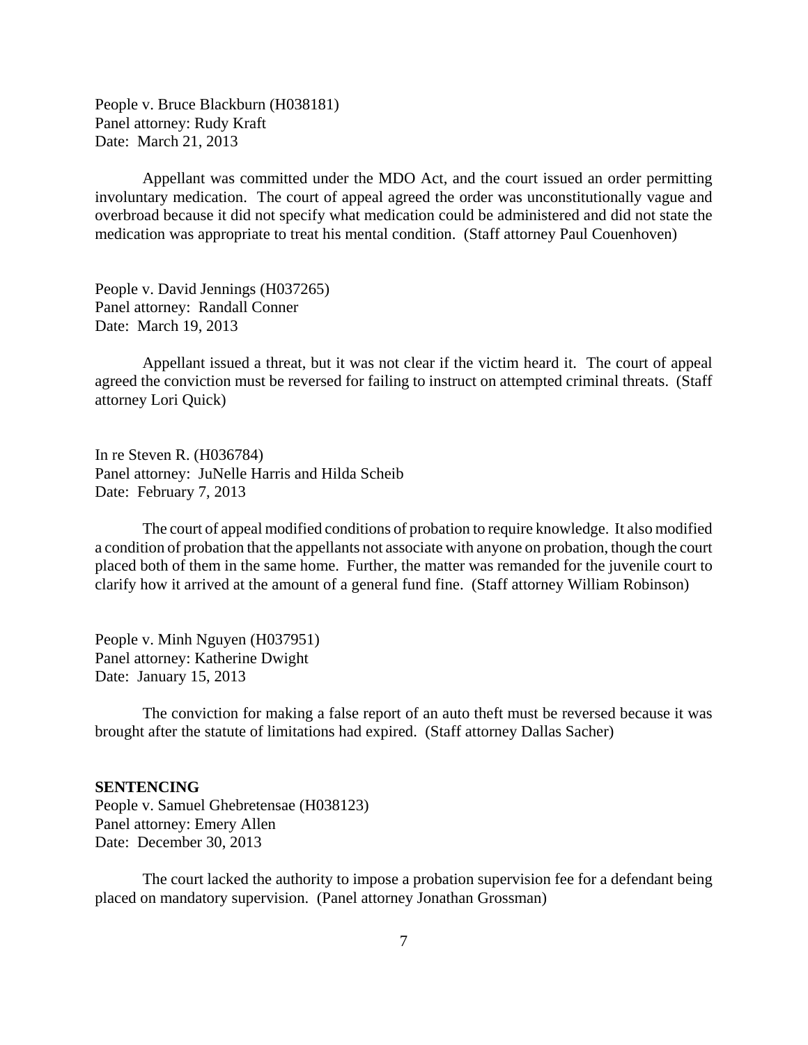People v. Bruce Blackburn (H038181)
Panel attorney: Rudy Kraft
Date: March 21, 2013

Appellant was committed under the MDO Act, and the court issued an order permitting involuntary medication. The court of appeal agreed the order was unconstitutionally vague and overbroad because it did not specify what medication could be administered and did not state the medication was appropriate to treat his mental condition. (Staff attorney Paul Couenhoven)

People v. David Jennings (H037265)
Panel attorney: Randall Conner
Date: March 19, 2013

Appellant issued a threat, but it was not clear if the victim heard it. The court of appeal agreed the conviction must be reversed for failing to instruct on attempted criminal threats. (Staff attorney Lori Quick)

In re Steven R. (H036784)
Panel attorney: JuNelle Harris and Hilda Scheib
Date: February 7, 2013

The court of appeal modified conditions of probation to require knowledge. It also modified a condition of probation that the appellants not associate with anyone on probation, though the court placed both of them in the same home. Further, the matter was remanded for the juvenile court to clarify how it arrived at the amount of a general fund fine. (Staff attorney William Robinson)

People v. Minh Nguyen (H037951)
Panel attorney: Katherine Dwight
Date: January 15, 2013

The conviction for making a false report of an auto theft must be reversed because it was brought after the statute of limitations had expired. (Staff attorney Dallas Sacher)

**SENTENCING**

People v. Samuel Ghebretensae (H038123)
Panel attorney: Emery Allen
Date: December 30, 2013

The court lacked the authority to impose a probation supervision fee for a defendant being placed on mandatory supervision. (Panel attorney Jonathan Grossman)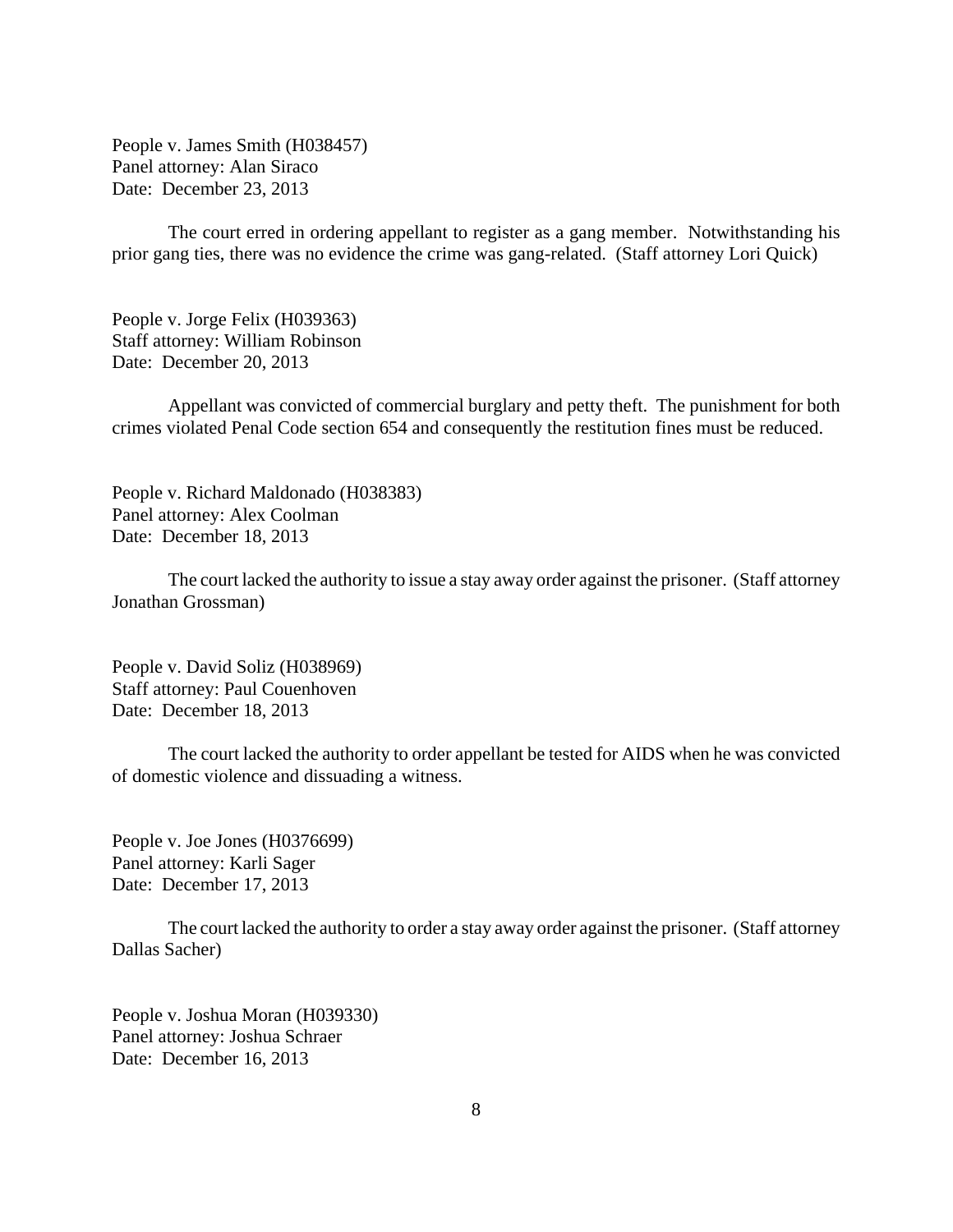People v. James Smith (H038457)
Panel attorney: Alan Siraco
Date: December 23, 2013

The court erred in ordering appellant to register as a gang member. Notwithstanding his prior gang ties, there was no evidence the crime was gang-related. (Staff attorney Lori Quick)

People v. Jorge Felix (H039363)
Staff attorney: William Robinson
Date: December 20, 2013

Appellant was convicted of commercial burglary and petty theft. The punishment for both crimes violated Penal Code section 654 and consequently the restitution fines must be reduced.

People v. Richard Maldonado (H038383)
Panel attorney: Alex Coolman
Date: December 18, 2013

The court lacked the authority to issue a stay away order against the prisoner. (Staff attorney Jonathan Grossman)

People v. David Soliz (H038969)
Staff attorney: Paul Couenhoven
Date: December 18, 2013

The court lacked the authority to order appellant be tested for AIDS when he was convicted of domestic violence and dissuading a witness.

People v. Joe Jones (H0376699)
Panel attorney: Karli Sager
Date: December 17, 2013

The court lacked the authority to order a stay away order against the prisoner. (Staff attorney Dallas Sacher)

People v. Joshua Moran (H039330)
Panel attorney: Joshua Schraer
Date: December 16, 2013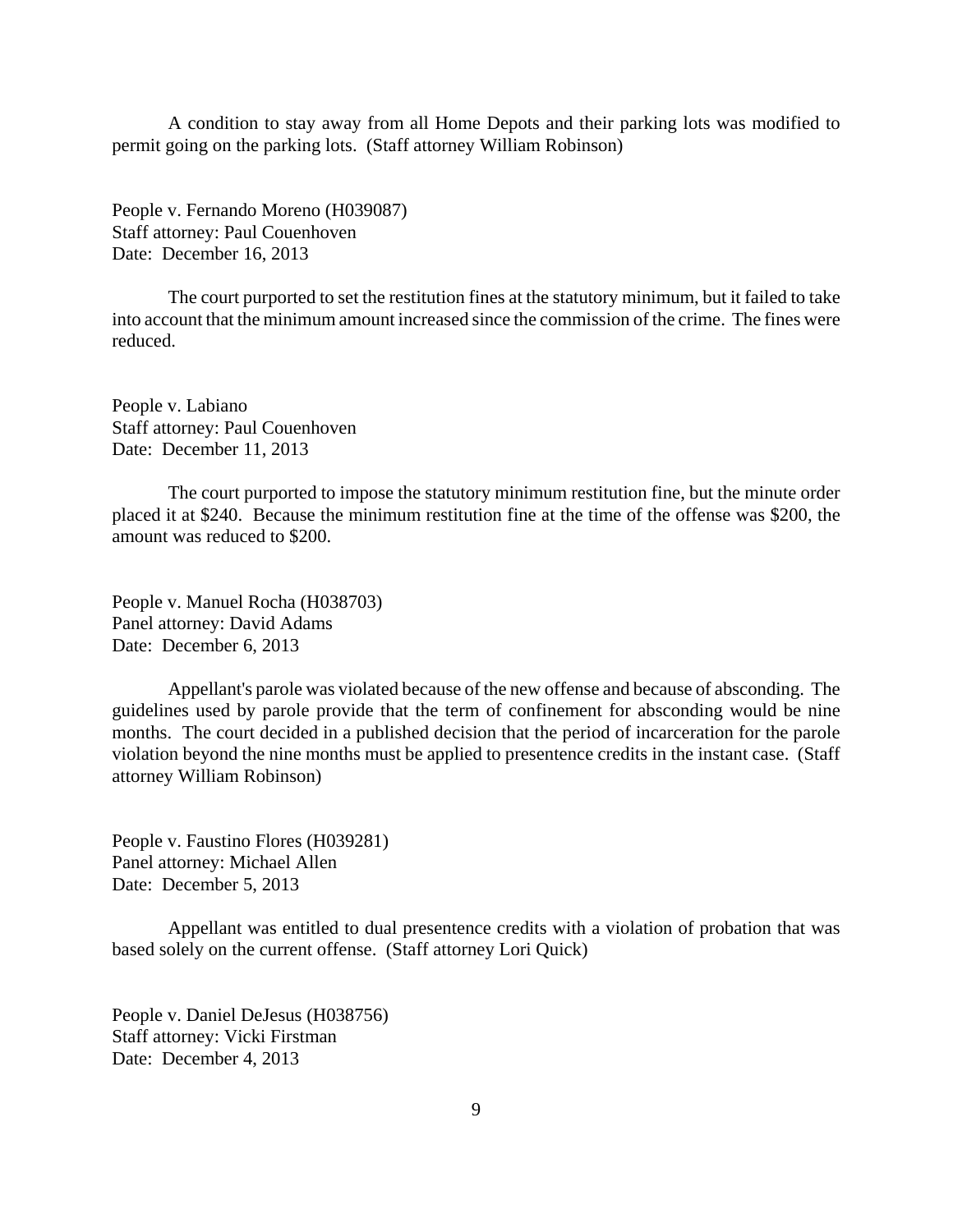A condition to stay away from all Home Depots and their parking lots was modified to permit going on the parking lots. (Staff attorney William Robinson)

People v. Fernando Moreno (H039087)
Staff attorney: Paul Couenhoven
Date: December 16, 2013

The court purported to set the restitution fines at the statutory minimum, but it failed to take into account that the minimum amount increased since the commission of the crime. The fines were reduced.

People v. Labiano
Staff attorney: Paul Couenhoven
Date: December 11, 2013

The court purported to impose the statutory minimum restitution fine, but the minute order placed it at $240. Because the minimum restitution fine at the time of the offense was $200, the amount was reduced to $200.

People v. Manuel Rocha (H038703)
Panel attorney: David Adams
Date: December 6, 2013

Appellant's parole was violated because of the new offense and because of absconding. The guidelines used by parole provide that the term of confinement for absconding would be nine months. The court decided in a published decision that the period of incarceration for the parole violation beyond the nine months must be applied to presentence credits in the instant case. (Staff attorney William Robinson)

People v. Faustino Flores (H039281)
Panel attorney: Michael Allen
Date: December 5, 2013

Appellant was entitled to dual presentence credits with a violation of probation that was based solely on the current offense. (Staff attorney Lori Quick)

People v. Daniel DeJesus (H038756)
Staff attorney: Vicki Firstman
Date: December 4, 2013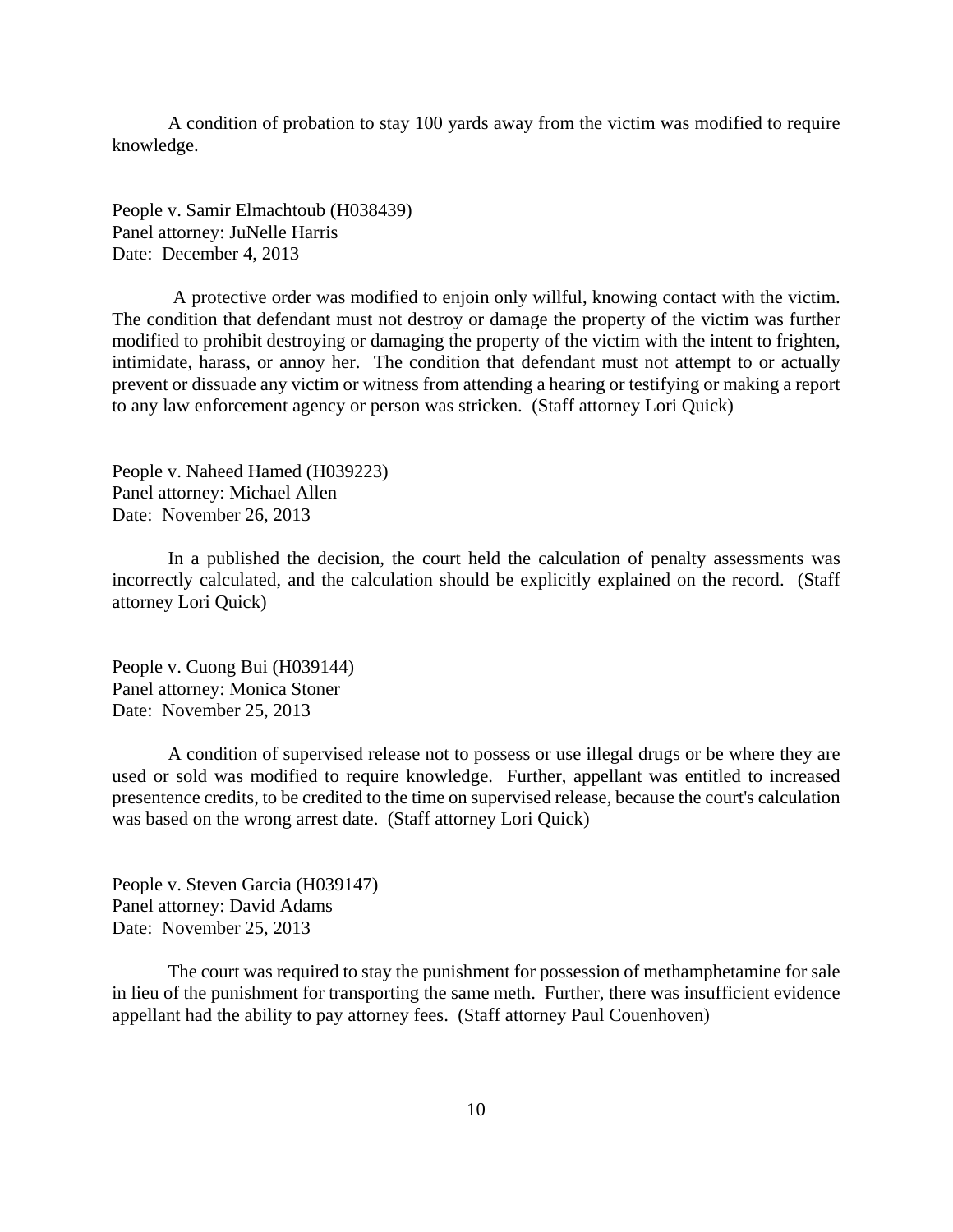A condition of probation to stay 100 yards away from the victim was modified to require knowledge.

People v. Samir Elmachtoub (H038439)
Panel attorney: JuNelle Harris
Date: December 4, 2013

A protective order was modified to enjoin only willful, knowing contact with the victim. The condition that defendant must not destroy or damage the property of the victim was further modified to prohibit destroying or damaging the property of the victim with the intent to frighten, intimidate, harass, or annoy her. The condition that defendant must not attempt to or actually prevent or dissuade any victim or witness from attending a hearing or testifying or making a report to any law enforcement agency or person was stricken. (Staff attorney Lori Quick)

People v. Naheed Hamed (H039223)
Panel attorney: Michael Allen
Date: November 26, 2013

In a published the decision, the court held the calculation of penalty assessments was incorrectly calculated, and the calculation should be explicitly explained on the record. (Staff attorney Lori Quick)

People v. Cuong Bui (H039144)
Panel attorney: Monica Stoner
Date: November 25, 2013

A condition of supervised release not to possess or use illegal drugs or be where they are used or sold was modified to require knowledge. Further, appellant was entitled to increased presentence credits, to be credited to the time on supervised release, because the court's calculation was based on the wrong arrest date. (Staff attorney Lori Quick)

People v. Steven Garcia (H039147)
Panel attorney: David Adams
Date: November 25, 2013

The court was required to stay the punishment for possession of methamphetamine for sale in lieu of the punishment for transporting the same meth. Further, there was insufficient evidence appellant had the ability to pay attorney fees. (Staff attorney Paul Couenhoven)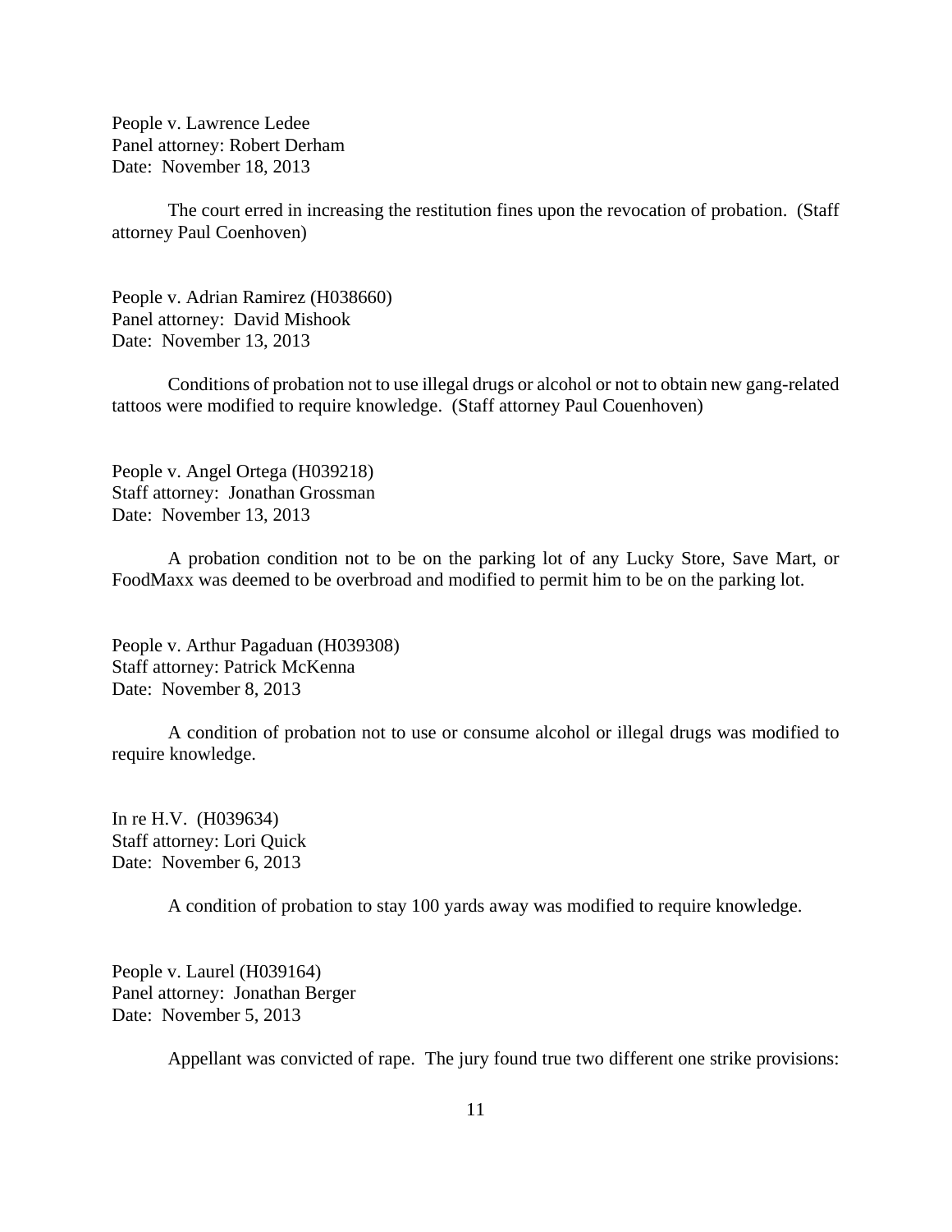People v. Lawrence Ledee
Panel attorney: Robert Derham
Date: November 18, 2013

The court erred in increasing the restitution fines upon the revocation of probation. (Staff attorney Paul Coenhoven)

People v. Adrian Ramirez (H038660)
Panel attorney: David Mishook
Date: November 13, 2013

Conditions of probation not to use illegal drugs or alcohol or not to obtain new gang-related tattoos were modified to require knowledge. (Staff attorney Paul Couenhoven)

People v. Angel Ortega (H039218)
Staff attorney: Jonathan Grossman
Date: November 13, 2013

A probation condition not to be on the parking lot of any Lucky Store, Save Mart, or FoodMaxx was deemed to be overbroad and modified to permit him to be on the parking lot.

People v. Arthur Pagaduan (H039308)
Staff attorney: Patrick McKenna
Date: November 8, 2013

A condition of probation not to use or consume alcohol or illegal drugs was modified to require knowledge.

In re H.V. (H039634)
Staff attorney: Lori Quick
Date: November 6, 2013

A condition of probation to stay 100 yards away was modified to require knowledge.

People v. Laurel (H039164)
Panel attorney: Jonathan Berger
Date: November 5, 2013

Appellant was convicted of rape. The jury found true two different one strike provisions: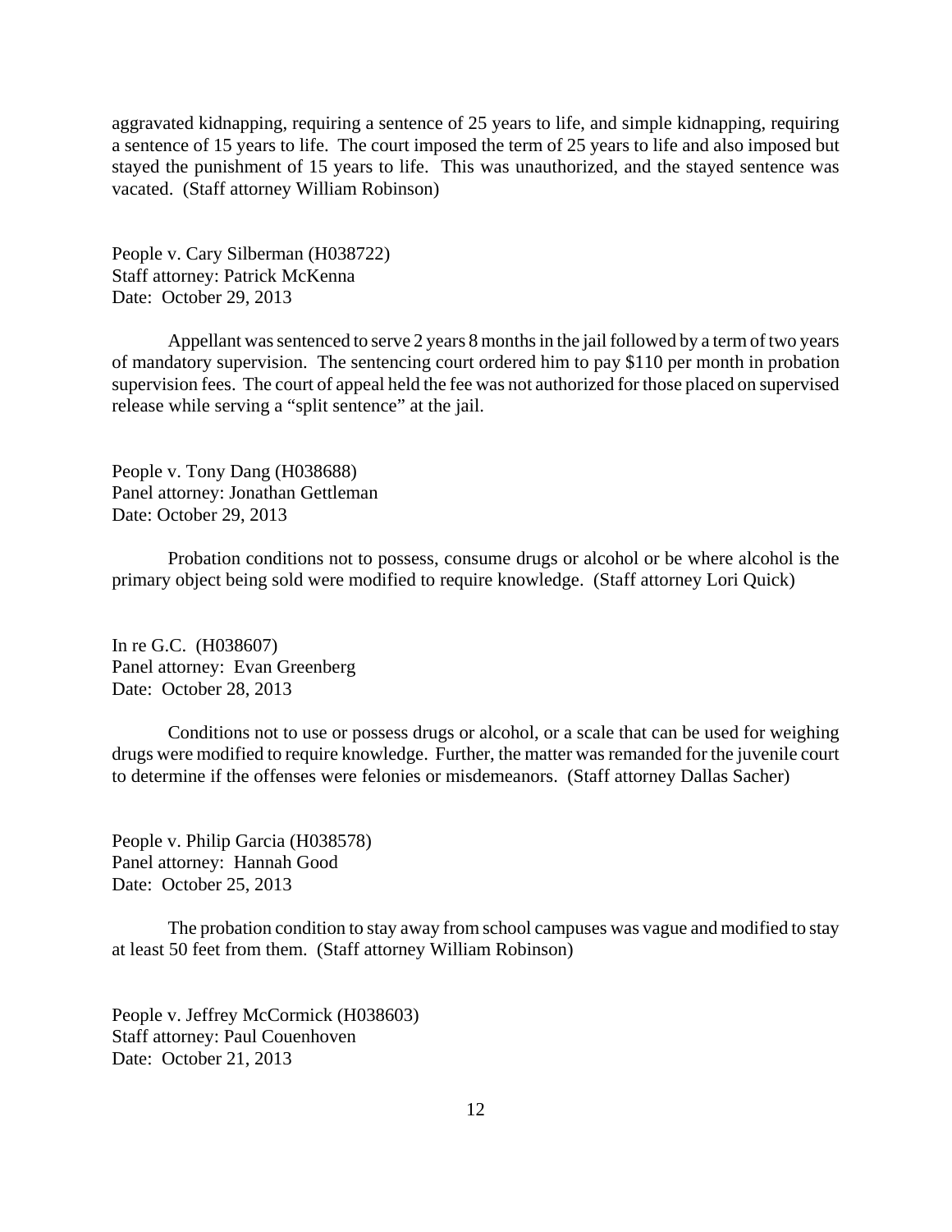aggravated kidnapping, requiring a sentence of 25 years to life, and simple kidnapping, requiring a sentence of 15 years to life. The court imposed the term of 25 years to life and also imposed but stayed the punishment of 15 years to life. This was unauthorized, and the stayed sentence was vacated. (Staff attorney William Robinson)

People v. Cary Silberman (H038722)
Staff attorney: Patrick McKenna
Date: October 29, 2013

Appellant was sentenced to serve 2 years 8 months in the jail followed by a term of two years of mandatory supervision. The sentencing court ordered him to pay $110 per month in probation supervision fees. The court of appeal held the fee was not authorized for those placed on supervised release while serving a "split sentence" at the jail.

People v. Tony Dang (H038688)
Panel attorney: Jonathan Gettleman
Date: October 29, 2013

Probation conditions not to possess, consume drugs or alcohol or be where alcohol is the primary object being sold were modified to require knowledge. (Staff attorney Lori Quick)

In re G.C. (H038607)
Panel attorney: Evan Greenberg
Date: October 28, 2013

Conditions not to use or possess drugs or alcohol, or a scale that can be used for weighing drugs were modified to require knowledge. Further, the matter was remanded for the juvenile court to determine if the offenses were felonies or misdemeanors. (Staff attorney Dallas Sacher)

People v. Philip Garcia (H038578)
Panel attorney: Hannah Good
Date: October 25, 2013

The probation condition to stay away from school campuses was vague and modified to stay at least 50 feet from them. (Staff attorney William Robinson)

People v. Jeffrey McCormick (H038603)
Staff attorney: Paul Couenhoven
Date: October 21, 2013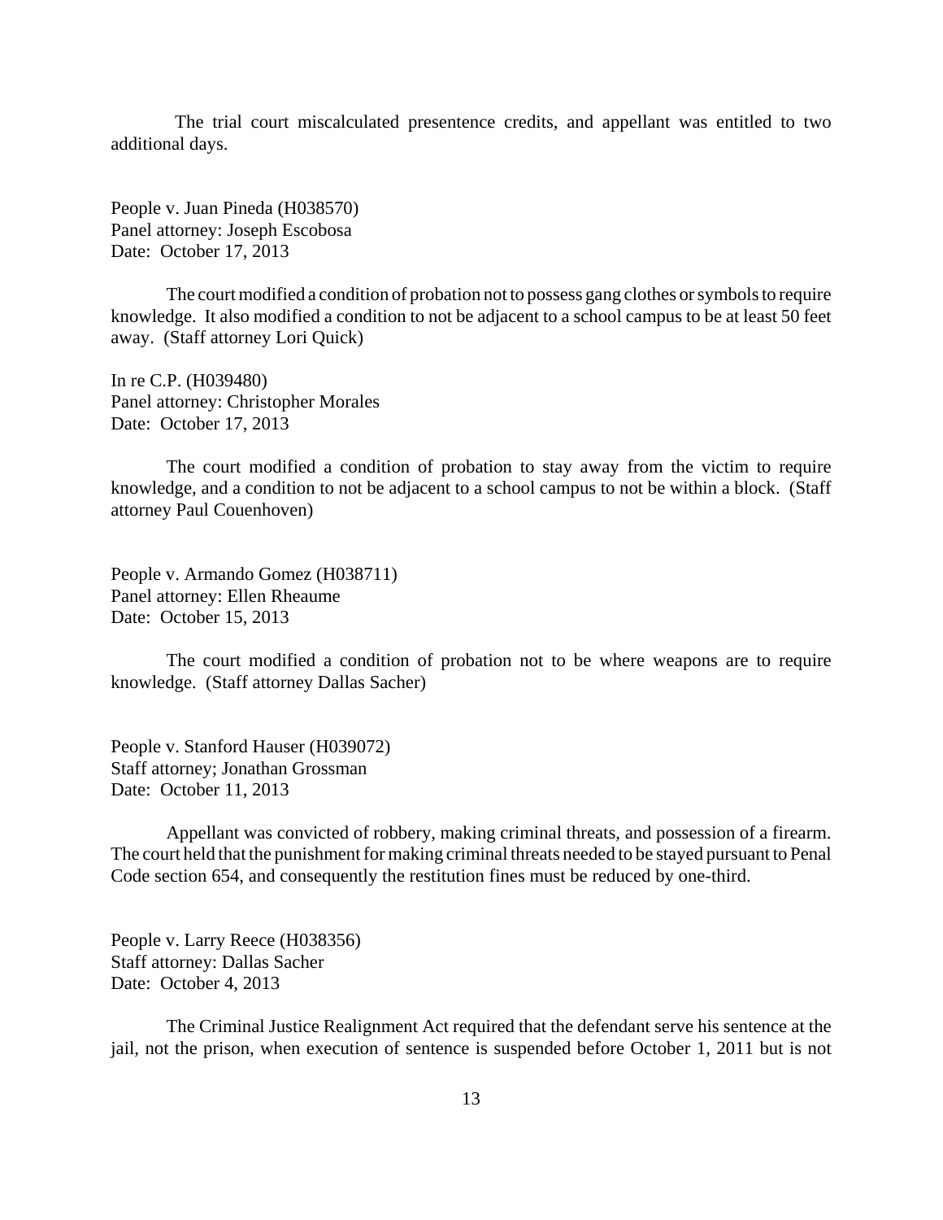The trial court miscalculated presentence credits, and appellant was entitled to two additional days.

People v. Juan Pineda (H038570)
Panel attorney: Joseph Escobosa
Date: October 17, 2013

The court modified a condition of probation not to possess gang clothes or symbols to require knowledge. It also modified a condition to not be adjacent to a school campus to be at least 50 feet away. (Staff attorney Lori Quick)

In re C.P. (H039480)
Panel attorney: Christopher Morales
Date: October 17, 2013

The court modified a condition of probation to stay away from the victim to require knowledge, and a condition to not be adjacent to a school campus to not be within a block. (Staff attorney Paul Couenhoven)

People v. Armando Gomez (H038711)
Panel attorney: Ellen Rheaume
Date: October 15, 2013

The court modified a condition of probation not to be where weapons are to require knowledge. (Staff attorney Dallas Sacher)

People v. Stanford Hauser (H039072)
Staff attorney; Jonathan Grossman
Date: October 11, 2013

Appellant was convicted of robbery, making criminal threats, and possession of a firearm. The court held that the punishment for making criminal threats needed to be stayed pursuant to Penal Code section 654, and consequently the restitution fines must be reduced by one-third.

People v. Larry Reece (H038356)
Staff attorney: Dallas Sacher
Date: October 4, 2013

The Criminal Justice Realignment Act required that the defendant serve his sentence at the jail, not the prison, when execution of sentence is suspended before October 1, 2011 but is not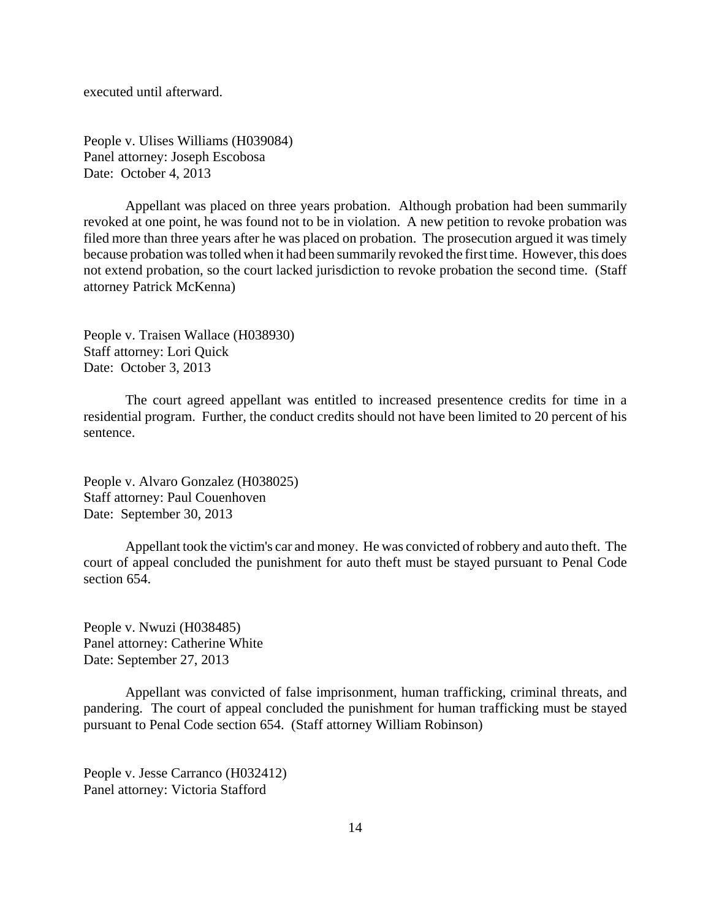executed until afterward.

People v. Ulises Williams (H039084)
Panel attorney: Joseph Escobosa
Date: October 4, 2013

Appellant was placed on three years probation. Although probation had been summarily revoked at one point, he was found not to be in violation. A new petition to revoke probation was filed more than three years after he was placed on probation. The prosecution argued it was timely because probation was tolled when it had been summarily revoked the first time. However, this does not extend probation, so the court lacked jurisdiction to revoke probation the second time. (Staff attorney Patrick McKenna)

People v. Traisen Wallace (H038930)
Staff attorney: Lori Quick
Date: October 3, 2013

The court agreed appellant was entitled to increased presentence credits for time in a residential program. Further, the conduct credits should not have been limited to 20 percent of his sentence.

People v. Alvaro Gonzalez (H038025)
Staff attorney: Paul Couenhoven
Date: September 30, 2013

Appellant took the victim's car and money. He was convicted of robbery and auto theft. The court of appeal concluded the punishment for auto theft must be stayed pursuant to Penal Code section 654.

People v. Nwuzi (H038485)
Panel attorney: Catherine White
Date: September 27, 2013

Appellant was convicted of false imprisonment, human trafficking, criminal threats, and pandering. The court of appeal concluded the punishment for human trafficking must be stayed pursuant to Penal Code section 654. (Staff attorney William Robinson)

People v. Jesse Carranco (H032412)
Panel attorney: Victoria Stafford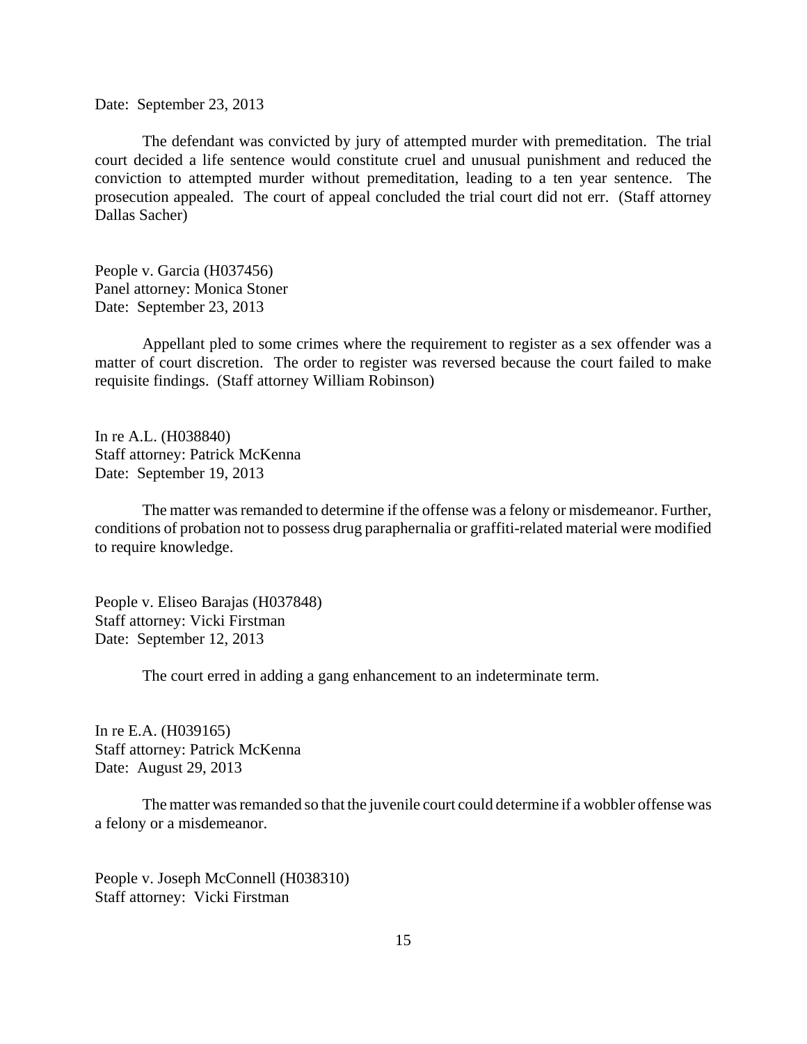Date: September 23, 2013

The defendant was convicted by jury of attempted murder with premeditation. The trial court decided a life sentence would constitute cruel and unusual punishment and reduced the conviction to attempted murder without premeditation, leading to a ten year sentence. The prosecution appealed. The court of appeal concluded the trial court did not err. (Staff attorney Dallas Sacher)

People v. Garcia (H037456)
Panel attorney: Monica Stoner
Date: September 23, 2013

Appellant pled to some crimes where the requirement to register as a sex offender was a matter of court discretion. The order to register was reversed because the court failed to make requisite findings. (Staff attorney William Robinson)

In re A.L. (H038840)
Staff attorney: Patrick McKenna
Date: September 19, 2013

The matter was remanded to determine if the offense was a felony or misdemeanor. Further, conditions of probation not to possess drug paraphernalia or graffiti-related material were modified to require knowledge.

People v. Eliseo Barajas (H037848)
Staff attorney: Vicki Firstman
Date: September 12, 2013

The court erred in adding a gang enhancement to an indeterminate term.

In re E.A. (H039165)
Staff attorney: Patrick McKenna
Date: August 29, 2013

The matter was remanded so that the juvenile court could determine if a wobbler offense was a felony or a misdemeanor.

People v. Joseph McConnell (H038310)
Staff attorney: Vicki Firstman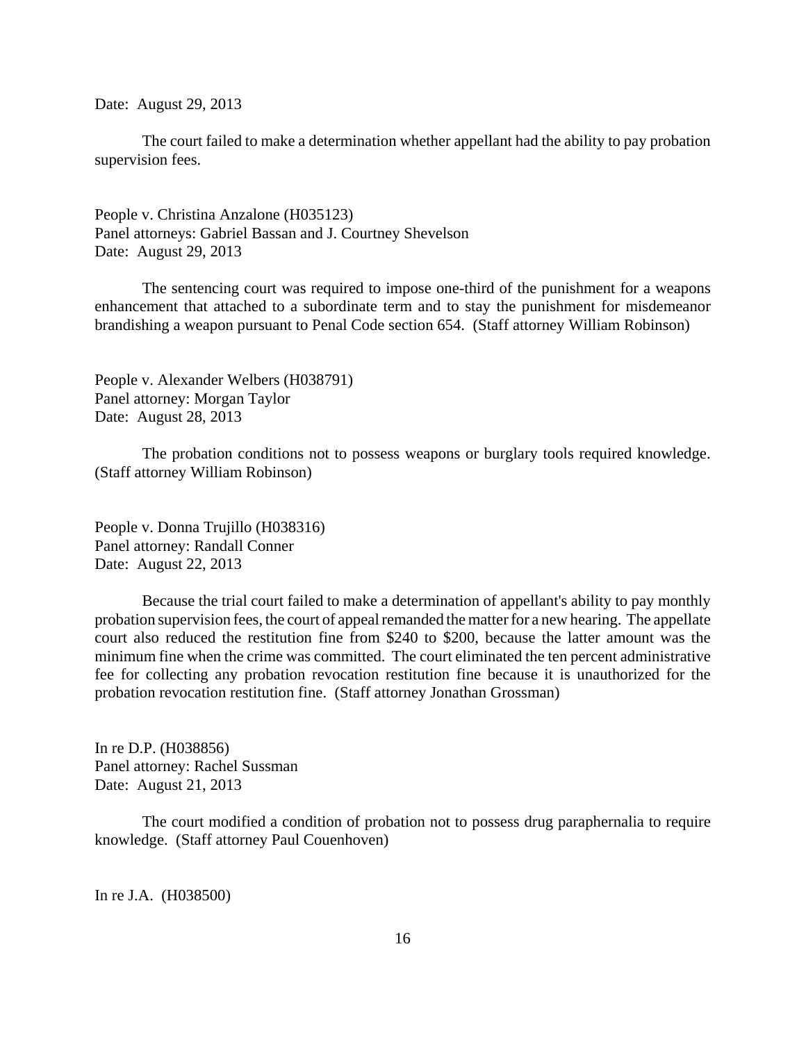Date: August 29, 2013

The court failed to make a determination whether appellant had the ability to pay probation supervision fees.

People v. Christina Anzalone (H035123)
Panel attorneys: Gabriel Bassan and J. Courtney Shevelson
Date: August 29, 2013

The sentencing court was required to impose one-third of the punishment for a weapons enhancement that attached to a subordinate term and to stay the punishment for misdemeanor brandishing a weapon pursuant to Penal Code section 654. (Staff attorney William Robinson)

People v. Alexander Welbers (H038791)
Panel attorney: Morgan Taylor
Date: August 28, 2013

The probation conditions not to possess weapons or burglary tools required knowledge. (Staff attorney William Robinson)

People v. Donna Trujillo (H038316)
Panel attorney: Randall Conner
Date: August 22, 2013

Because the trial court failed to make a determination of appellant's ability to pay monthly probation supervision fees, the court of appeal remanded the matter for a new hearing. The appellate court also reduced the restitution fine from $240 to $200, because the latter amount was the minimum fine when the crime was committed. The court eliminated the ten percent administrative fee for collecting any probation revocation restitution fine because it is unauthorized for the probation revocation restitution fine. (Staff attorney Jonathan Grossman)

In re D.P. (H038856)
Panel attorney: Rachel Sussman
Date: August 21, 2013

The court modified a condition of probation not to possess drug paraphernalia to require knowledge. (Staff attorney Paul Couenhoven)

In re J.A. (H038500)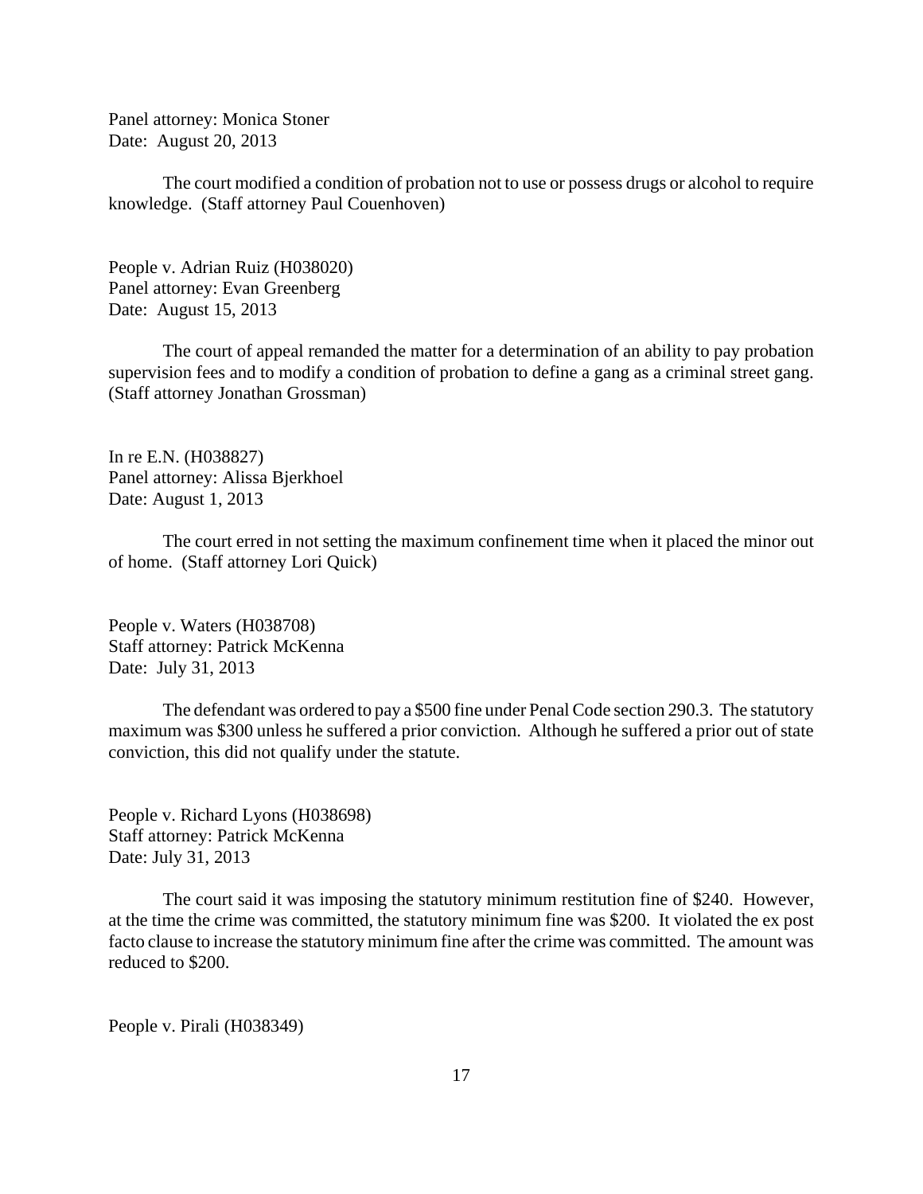Panel attorney: Monica Stoner
Date: August 20, 2013

The court modified a condition of probation not to use or possess drugs or alcohol to require knowledge. (Staff attorney Paul Couenhoven)

People v. Adrian Ruiz (H038020)
Panel attorney: Evan Greenberg
Date: August 15, 2013

The court of appeal remanded the matter for a determination of an ability to pay probation supervision fees and to modify a condition of probation to define a gang as a criminal street gang. (Staff attorney Jonathan Grossman)

In re E.N. (H038827)
Panel attorney: Alissa Bjerkhoel
Date: August 1, 2013

The court erred in not setting the maximum confinement time when it placed the minor out of home. (Staff attorney Lori Quick)

People v. Waters (H038708)
Staff attorney: Patrick McKenna
Date: July 31, 2013

The defendant was ordered to pay a $500 fine under Penal Code section 290.3. The statutory maximum was $300 unless he suffered a prior conviction. Although he suffered a prior out of state conviction, this did not qualify under the statute.

People v. Richard Lyons (H038698)
Staff attorney: Patrick McKenna
Date: July 31, 2013

The court said it was imposing the statutory minimum restitution fine of $240. However, at the time the crime was committed, the statutory minimum fine was $200. It violated the ex post facto clause to increase the statutory minimum fine after the crime was committed. The amount was reduced to $200.

People v. Pirali (H038349)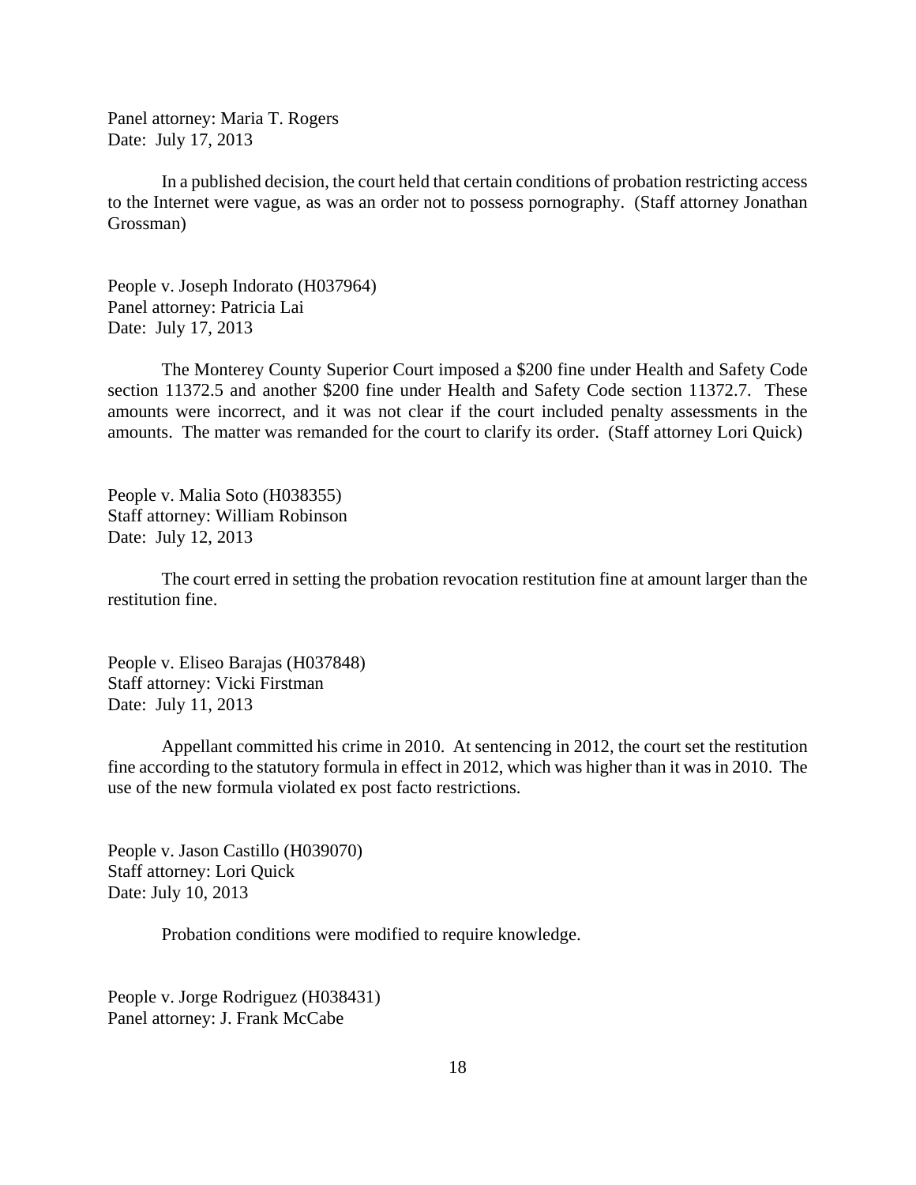Panel attorney: Maria T. Rogers
Date: July 17, 2013

In a published decision, the court held that certain conditions of probation restricting access to the Internet were vague, as was an order not to possess pornography. (Staff attorney Jonathan Grossman)

People v. Joseph Indorato (H037964)
Panel attorney: Patricia Lai
Date: July 17, 2013

The Monterey County Superior Court imposed a $200 fine under Health and Safety Code section 11372.5 and another $200 fine under Health and Safety Code section 11372.7. These amounts were incorrect, and it was not clear if the court included penalty assessments in the amounts. The matter was remanded for the court to clarify its order. (Staff attorney Lori Quick)

People v. Malia Soto (H038355)
Staff attorney: William Robinson
Date: July 12, 2013

The court erred in setting the probation revocation restitution fine at amount larger than the restitution fine.

People v. Eliseo Barajas (H037848)
Staff attorney: Vicki Firstman
Date: July 11, 2013

Appellant committed his crime in 2010. At sentencing in 2012, the court set the restitution fine according to the statutory formula in effect in 2012, which was higher than it was in 2010. The use of the new formula violated ex post facto restrictions.

People v. Jason Castillo (H039070)
Staff attorney: Lori Quick
Date: July 10, 2013

Probation conditions were modified to require knowledge.

People v. Jorge Rodriguez (H038431)
Panel attorney: J. Frank McCabe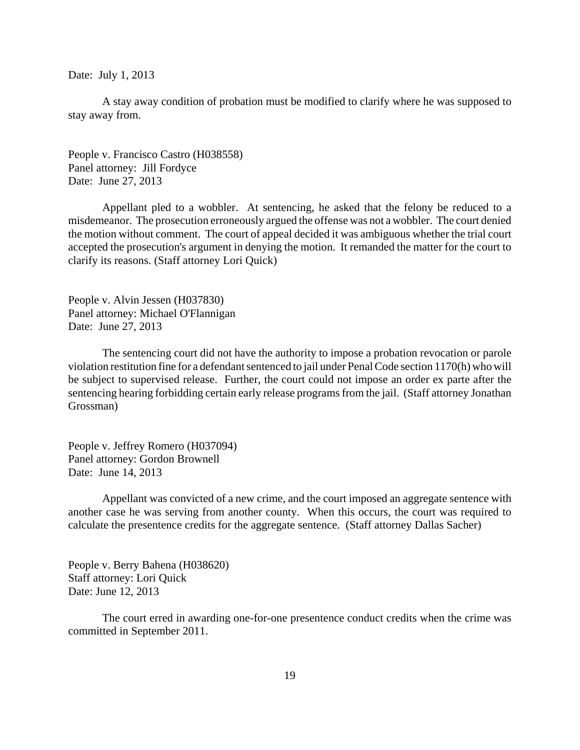Date: July 1, 2013

A stay away condition of probation must be modified to clarify where he was supposed to stay away from.

People v. Francisco Castro (H038558)
Panel attorney: Jill Fordyce
Date: June 27, 2013

Appellant pled to a wobbler. At sentencing, he asked that the felony be reduced to a misdemeanor. The prosecution erroneously argued the offense was not a wobbler. The court denied the motion without comment. The court of appeal decided it was ambiguous whether the trial court accepted the prosecution's argument in denying the motion. It remanded the matter for the court to clarify its reasons. (Staff attorney Lori Quick)

People v. Alvin Jessen (H037830)
Panel attorney: Michael O'Flannigan
Date: June 27, 2013

The sentencing court did not have the authority to impose a probation revocation or parole violation restitution fine for a defendant sentenced to jail under Penal Code section 1170(h) who will be subject to supervised release. Further, the court could not impose an order ex parte after the sentencing hearing forbidding certain early release programs from the jail. (Staff attorney Jonathan Grossman)

People v. Jeffrey Romero (H037094)
Panel attorney: Gordon Brownell
Date: June 14, 2013

Appellant was convicted of a new crime, and the court imposed an aggregate sentence with another case he was serving from another county. When this occurs, the court was required to calculate the presentence credits for the aggregate sentence. (Staff attorney Dallas Sacher)

People v. Berry Bahena (H038620)
Staff attorney: Lori Quick
Date: June 12, 2013

The court erred in awarding one-for-one presentence conduct credits when the crime was committed in September 2011.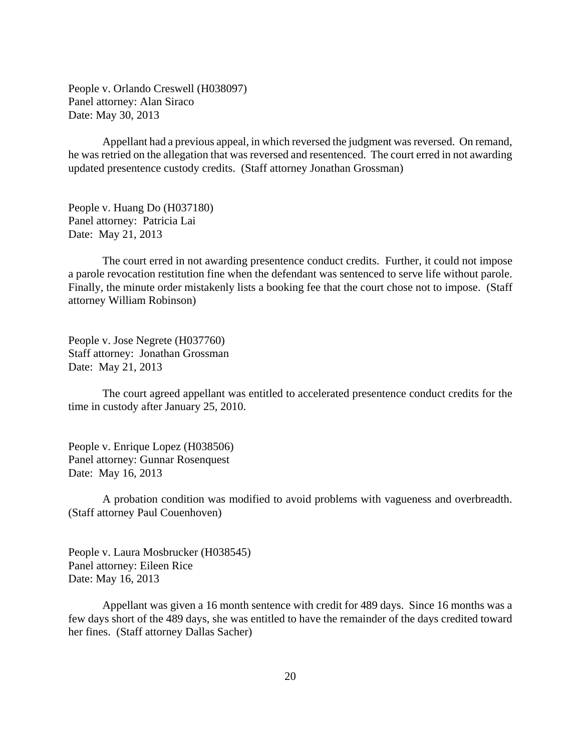People v. Orlando Creswell (H038097)
Panel attorney: Alan Siraco
Date: May 30, 2013

Appellant had a previous appeal, in which reversed the judgment was reversed. On remand, he was retried on the allegation that was reversed and resentenced. The court erred in not awarding updated presentence custody credits. (Staff attorney Jonathan Grossman)

People v. Huang Do (H037180)
Panel attorney: Patricia Lai
Date: May 21, 2013

The court erred in not awarding presentence conduct credits. Further, it could not impose a parole revocation restitution fine when the defendant was sentenced to serve life without parole. Finally, the minute order mistakenly lists a booking fee that the court chose not to impose. (Staff attorney William Robinson)

People v. Jose Negrete (H037760)
Staff attorney: Jonathan Grossman
Date: May 21, 2013

The court agreed appellant was entitled to accelerated presentence conduct credits for the time in custody after January 25, 2010.

People v. Enrique Lopez (H038506)
Panel attorney: Gunnar Rosenquest
Date: May 16, 2013

A probation condition was modified to avoid problems with vagueness and overbreadth. (Staff attorney Paul Couenhoven)

People v. Laura Mosbrucker (H038545)
Panel attorney: Eileen Rice
Date: May 16, 2013

Appellant was given a 16 month sentence with credit for 489 days. Since 16 months was a few days short of the 489 days, she was entitled to have the remainder of the days credited toward her fines. (Staff attorney Dallas Sacher)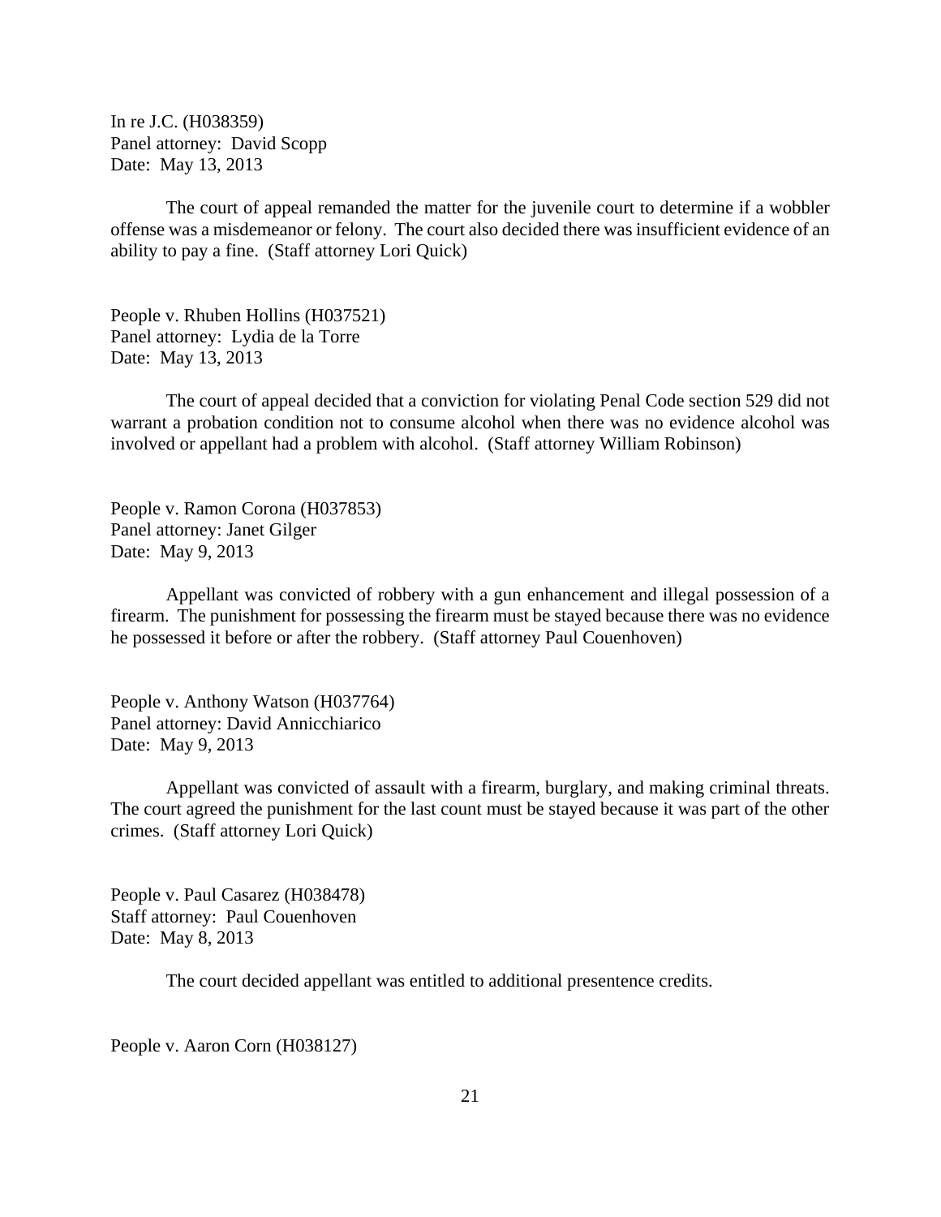In re J.C. (H038359)
Panel attorney: David Scopp
Date: May 13, 2013

The court of appeal remanded the matter for the juvenile court to determine if a wobbler offense was a misdemeanor or felony. The court also decided there was insufficient evidence of an ability to pay a fine. (Staff attorney Lori Quick)

People v. Rhuben Hollins (H037521)
Panel attorney: Lydia de la Torre
Date: May 13, 2013

The court of appeal decided that a conviction for violating Penal Code section 529 did not warrant a probation condition not to consume alcohol when there was no evidence alcohol was involved or appellant had a problem with alcohol. (Staff attorney William Robinson)

People v. Ramon Corona (H037853)
Panel attorney: Janet Gilger
Date: May 9, 2013

Appellant was convicted of robbery with a gun enhancement and illegal possession of a firearm. The punishment for possessing the firearm must be stayed because there was no evidence he possessed it before or after the robbery. (Staff attorney Paul Couenhoven)

People v. Anthony Watson (H037764)
Panel attorney: David Annicchiarico
Date: May 9, 2013

Appellant was convicted of assault with a firearm, burglary, and making criminal threats. The court agreed the punishment for the last count must be stayed because it was part of the other crimes. (Staff attorney Lori Quick)

People v. Paul Casarez (H038478)
Staff attorney: Paul Couenhoven
Date: May 8, 2013

The court decided appellant was entitled to additional presentence credits.

People v. Aaron Corn (H038127)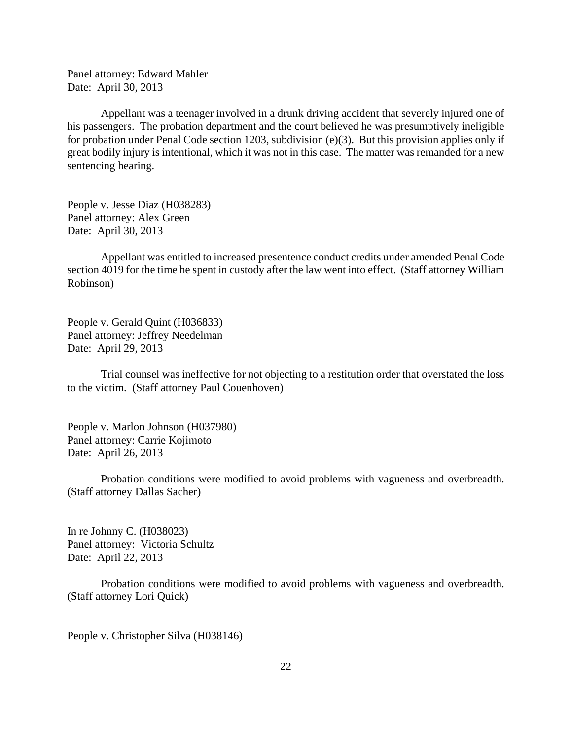Panel attorney: Edward Mahler
Date: April 30, 2013

Appellant was a teenager involved in a drunk driving accident that severely injured one of his passengers. The probation department and the court believed he was presumptively ineligible for probation under Penal Code section 1203, subdivision (e)(3). But this provision applies only if great bodily injury is intentional, which it was not in this case. The matter was remanded for a new sentencing hearing.

People v. Jesse Diaz (H038283)
Panel attorney: Alex Green
Date: April 30, 2013

Appellant was entitled to increased presentence conduct credits under amended Penal Code section 4019 for the time he spent in custody after the law went into effect. (Staff attorney William Robinson)

People v. Gerald Quint (H036833)
Panel attorney: Jeffrey Needelman
Date: April 29, 2013

Trial counsel was ineffective for not objecting to a restitution order that overstated the loss to the victim. (Staff attorney Paul Couenhoven)

People v. Marlon Johnson (H037980)
Panel attorney: Carrie Kojimoto
Date: April 26, 2013

Probation conditions were modified to avoid problems with vagueness and overbreadth. (Staff attorney Dallas Sacher)

In re Johnny C. (H038023)
Panel attorney: Victoria Schultz
Date: April 22, 2013

Probation conditions were modified to avoid problems with vagueness and overbreadth. (Staff attorney Lori Quick)

People v. Christopher Silva (H038146)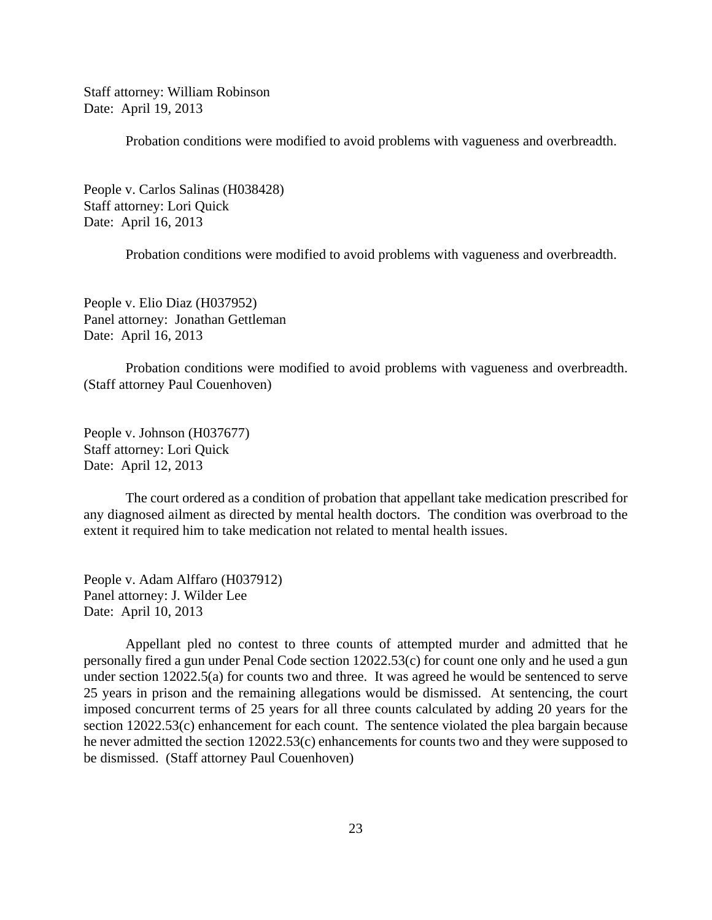Staff attorney: William Robinson
Date: April 19, 2013

Probation conditions were modified to avoid problems with vagueness and overbreadth.

People v. Carlos Salinas (H038428)
Staff attorney: Lori Quick
Date: April 16, 2013

Probation conditions were modified to avoid problems with vagueness and overbreadth.

People v. Elio Diaz (H037952)
Panel attorney: Jonathan Gettleman
Date: April 16, 2013

Probation conditions were modified to avoid problems with vagueness and overbreadth. (Staff attorney Paul Couenhoven)

People v. Johnson (H037677)
Staff attorney: Lori Quick
Date: April 12, 2013

The court ordered as a condition of probation that appellant take medication prescribed for any diagnosed ailment as directed by mental health doctors. The condition was overbroad to the extent it required him to take medication not related to mental health issues.

People v. Adam Alffaro (H037912)
Panel attorney: J. Wilder Lee
Date: April 10, 2013

Appellant pled no contest to three counts of attempted murder and admitted that he personally fired a gun under Penal Code section 12022.53(c) for count one only and he used a gun under section 12022.5(a) for counts two and three. It was agreed he would be sentenced to serve 25 years in prison and the remaining allegations would be dismissed. At sentencing, the court imposed concurrent terms of 25 years for all three counts calculated by adding 20 years for the section 12022.53(c) enhancement for each count. The sentence violated the plea bargain because he never admitted the section 12022.53(c) enhancements for counts two and they were supposed to be dismissed. (Staff attorney Paul Couenhoven)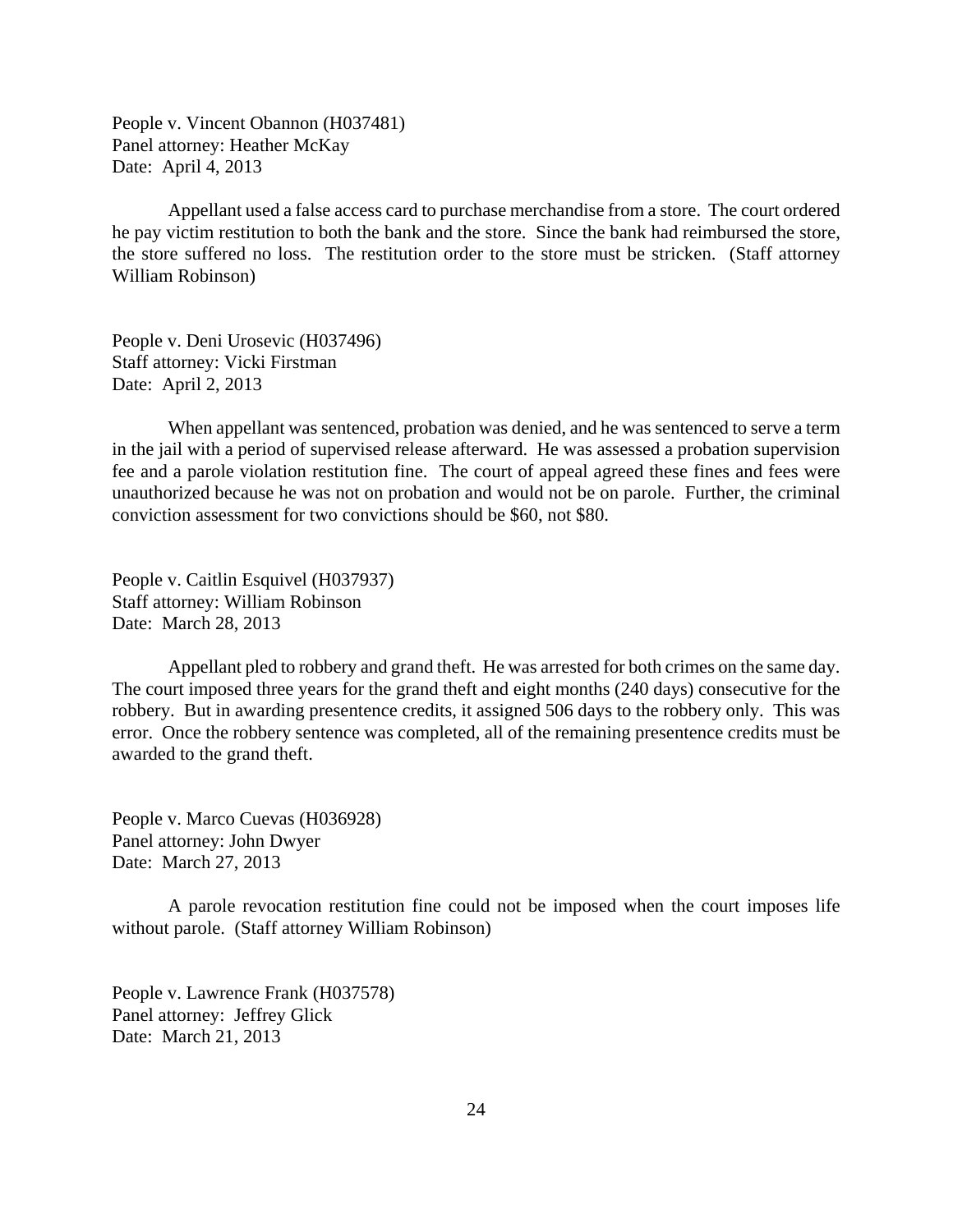People v. Vincent Obannon (H037481)
Panel attorney: Heather McKay
Date: April 4, 2013

Appellant used a false access card to purchase merchandise from a store. The court ordered he pay victim restitution to both the bank and the store. Since the bank had reimbursed the store, the store suffered no loss. The restitution order to the store must be stricken. (Staff attorney William Robinson)

People v. Deni Urosevic (H037496)
Staff attorney: Vicki Firstman
Date: April 2, 2013

When appellant was sentenced, probation was denied, and he was sentenced to serve a term in the jail with a period of supervised release afterward. He was assessed a probation supervision fee and a parole violation restitution fine. The court of appeal agreed these fines and fees were unauthorized because he was not on probation and would not be on parole. Further, the criminal conviction assessment for two convictions should be $60, not $80.

People v. Caitlin Esquivel (H037937)
Staff attorney: William Robinson
Date: March 28, 2013

Appellant pled to robbery and grand theft. He was arrested for both crimes on the same day. The court imposed three years for the grand theft and eight months (240 days) consecutive for the robbery. But in awarding presentence credits, it assigned 506 days to the robbery only. This was error. Once the robbery sentence was completed, all of the remaining presentence credits must be awarded to the grand theft.

People v. Marco Cuevas (H036928)
Panel attorney: John Dwyer
Date: March 27, 2013

A parole revocation restitution fine could not be imposed when the court imposes life without parole. (Staff attorney William Robinson)

People v. Lawrence Frank (H037578)
Panel attorney: Jeffrey Glick
Date: March 21, 2013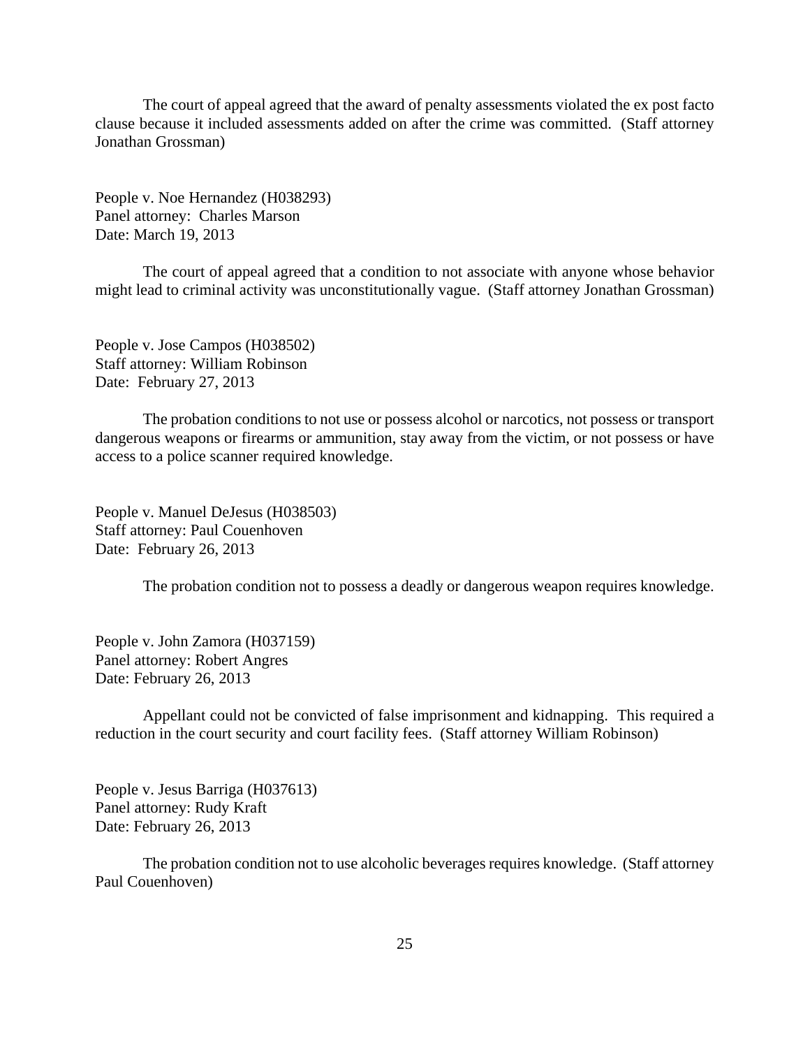The court of appeal agreed that the award of penalty assessments violated the ex post facto clause because it included assessments added on after the crime was committed. (Staff attorney Jonathan Grossman)

People v. Noe Hernandez (H038293)
Panel attorney: Charles Marson
Date: March 19, 2013

The court of appeal agreed that a condition to not associate with anyone whose behavior might lead to criminal activity was unconstitutionally vague. (Staff attorney Jonathan Grossman)

People v. Jose Campos (H038502)
Staff attorney: William Robinson
Date: February 27, 2013

The probation conditions to not use or possess alcohol or narcotics, not possess or transport dangerous weapons or firearms or ammunition, stay away from the victim, or not possess or have access to a police scanner required knowledge.

People v. Manuel DeJesus (H038503)
Staff attorney: Paul Couenhoven
Date: February 26, 2013

The probation condition not to possess a deadly or dangerous weapon requires knowledge.

People v. John Zamora (H037159)
Panel attorney: Robert Angres
Date: February 26, 2013

Appellant could not be convicted of false imprisonment and kidnapping. This required a reduction in the court security and court facility fees. (Staff attorney William Robinson)

People v. Jesus Barriga (H037613)
Panel attorney: Rudy Kraft
Date: February 26, 2013

The probation condition not to use alcoholic beverages requires knowledge. (Staff attorney Paul Couenhoven)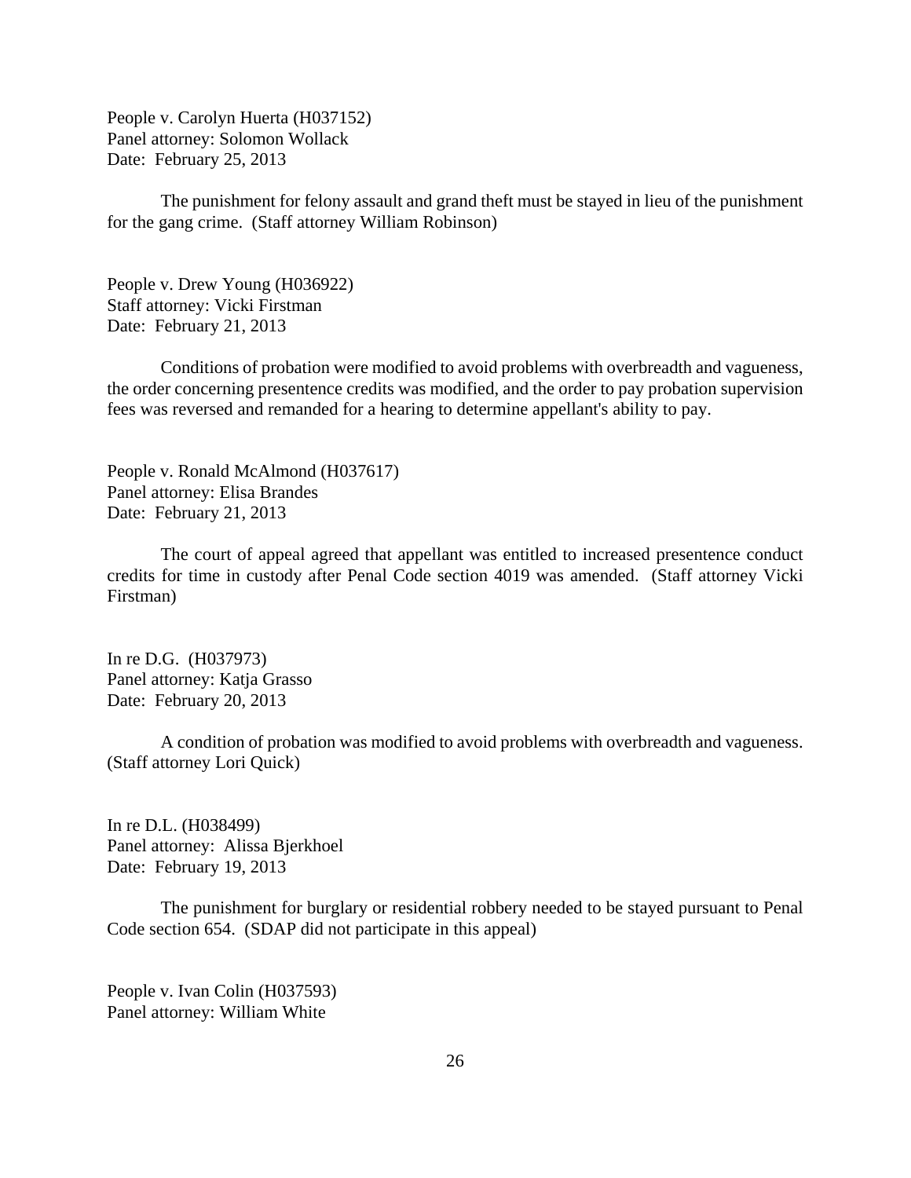People v. Carolyn Huerta (H037152)
Panel attorney: Solomon Wollack
Date: February 25, 2013

The punishment for felony assault and grand theft must be stayed in lieu of the punishment for the gang crime. (Staff attorney William Robinson)

People v. Drew Young (H036922)
Staff attorney: Vicki Firstman
Date: February 21, 2013

Conditions of probation were modified to avoid problems with overbreadth and vagueness, the order concerning presentence credits was modified, and the order to pay probation supervision fees was reversed and remanded for a hearing to determine appellant's ability to pay.

People v. Ronald McAlmond (H037617)
Panel attorney: Elisa Brandes
Date: February 21, 2013

The court of appeal agreed that appellant was entitled to increased presentence conduct credits for time in custody after Penal Code section 4019 was amended. (Staff attorney Vicki Firstman)

In re D.G. (H037973)
Panel attorney: Katja Grasso
Date: February 20, 2013

A condition of probation was modified to avoid problems with overbreadth and vagueness. (Staff attorney Lori Quick)

In re D.L. (H038499)
Panel attorney: Alissa Bjerkhoel
Date: February 19, 2013

The punishment for burglary or residential robbery needed to be stayed pursuant to Penal Code section 654. (SDAP did not participate in this appeal)

People v. Ivan Colin (H037593)
Panel attorney: William White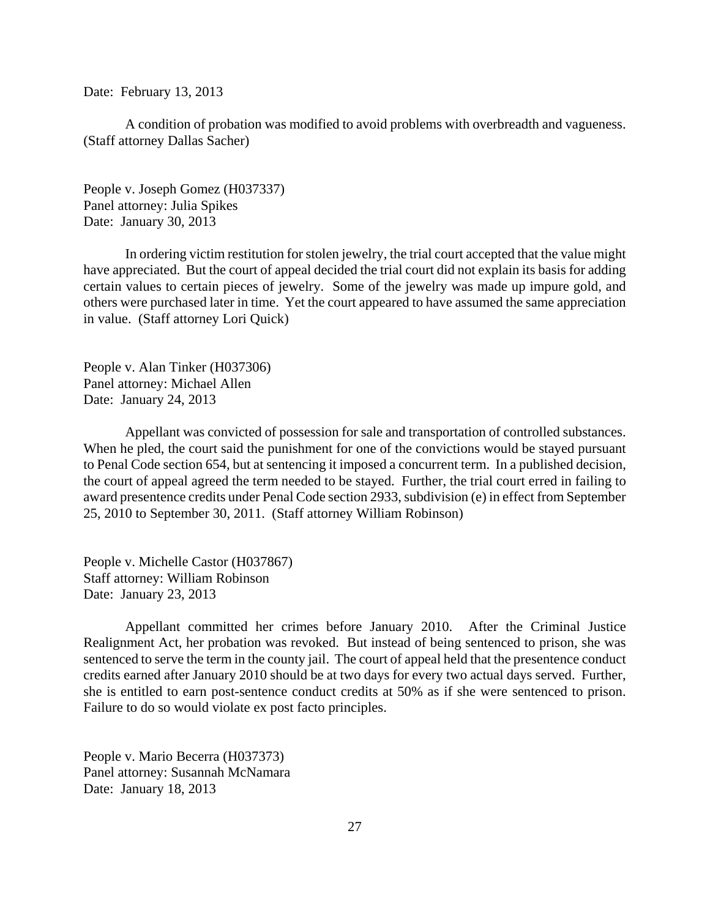Date: February 13, 2013

A condition of probation was modified to avoid problems with overbreadth and vagueness. (Staff attorney Dallas Sacher)

People v. Joseph Gomez (H037337)
Panel attorney: Julia Spikes
Date: January 30, 2013

In ordering victim restitution for stolen jewelry, the trial court accepted that the value might have appreciated. But the court of appeal decided the trial court did not explain its basis for adding certain values to certain pieces of jewelry. Some of the jewelry was made up impure gold, and others were purchased later in time. Yet the court appeared to have assumed the same appreciation in value. (Staff attorney Lori Quick)

People v. Alan Tinker (H037306)
Panel attorney: Michael Allen
Date: January 24, 2013

Appellant was convicted of possession for sale and transportation of controlled substances. When he pled, the court said the punishment for one of the convictions would be stayed pursuant to Penal Code section 654, but at sentencing it imposed a concurrent term. In a published decision, the court of appeal agreed the term needed to be stayed. Further, the trial court erred in failing to award presentence credits under Penal Code section 2933, subdivision (e) in effect from September 25, 2010 to September 30, 2011. (Staff attorney William Robinson)

People v. Michelle Castor (H037867)
Staff attorney: William Robinson
Date: January 23, 2013

Appellant committed her crimes before January 2010. After the Criminal Justice Realignment Act, her probation was revoked. But instead of being sentenced to prison, she was sentenced to serve the term in the county jail. The court of appeal held that the presentence conduct credits earned after January 2010 should be at two days for every two actual days served. Further, she is entitled to earn post-sentence conduct credits at 50% as if she were sentenced to prison. Failure to do so would violate ex post facto principles.

People v. Mario Becerra (H037373)
Panel attorney: Susannah McNamara
Date: January 18, 2013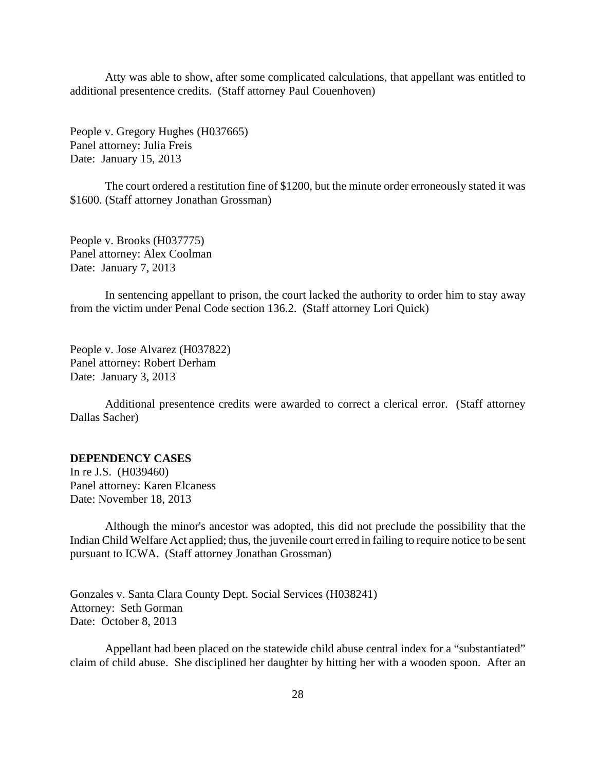Atty was able to show, after some complicated calculations, that appellant was entitled to additional presentence credits. (Staff attorney Paul Couenhoven)

People v. Gregory Hughes (H037665)
Panel attorney: Julia Freis
Date: January 15, 2013

The court ordered a restitution fine of $1200, but the minute order erroneously stated it was $1600. (Staff attorney Jonathan Grossman)

People v. Brooks (H037775)
Panel attorney: Alex Coolman
Date: January 7, 2013

In sentencing appellant to prison, the court lacked the authority to order him to stay away from the victim under Penal Code section 136.2. (Staff attorney Lori Quick)

People v. Jose Alvarez (H037822)
Panel attorney: Robert Derham
Date: January 3, 2013

Additional presentence credits were awarded to correct a clerical error. (Staff attorney Dallas Sacher)

**DEPENDENCY CASES**

In re J.S. (H039460)
Panel attorney: Karen Elcaness
Date: November 18, 2013

Although the minor's ancestor was adopted, this did not preclude the possibility that the Indian Child Welfare Act applied; thus, the juvenile court erred in failing to require notice to be sent pursuant to ICWA. (Staff attorney Jonathan Grossman)

Gonzales v. Santa Clara County Dept. Social Services (H038241)
Attorney: Seth Gorman
Date: October 8, 2013

Appellant had been placed on the statewide child abuse central index for a "substantiated" claim of child abuse. She disciplined her daughter by hitting her with a wooden spoon. After an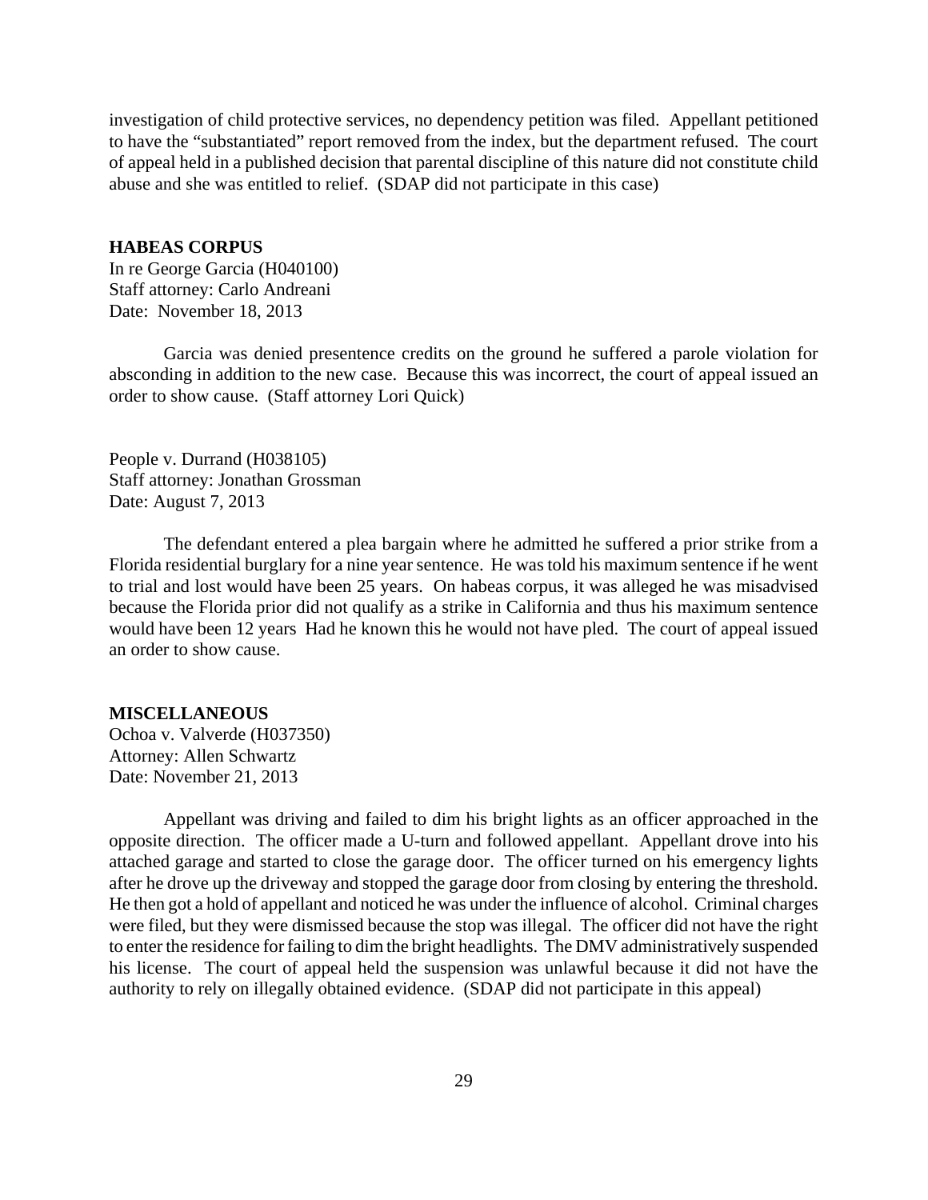investigation of child protective services, no dependency petition was filed. Appellant petitioned to have the "substantiated" report removed from the index, but the department refused. The court of appeal held in a published decision that parental discipline of this nature did not constitute child abuse and she was entitled to relief. (SDAP did not participate in this case)

**HABEAS CORPUS**

In re George Garcia (H040100)
Staff attorney: Carlo Andreani
Date: November 18, 2013

Garcia was denied presentence credits on the ground he suffered a parole violation for absconding in addition to the new case. Because this was incorrect, the court of appeal issued an order to show cause. (Staff attorney Lori Quick)

People v. Durrand (H038105)
Staff attorney: Jonathan Grossman
Date: August 7, 2013

The defendant entered a plea bargain where he admitted he suffered a prior strike from a Florida residential burglary for a nine year sentence. He was told his maximum sentence if he went to trial and lost would have been 25 years. On habeas corpus, it was alleged he was misadvised because the Florida prior did not qualify as a strike in California and thus his maximum sentence would have been 12 years Had he known this he would not have pled. The court of appeal issued an order to show cause.

**MISCELLANEOUS**

Ochoa v. Valverde (H037350)
Attorney: Allen Schwartz
Date: November 21, 2013

Appellant was driving and failed to dim his bright lights as an officer approached in the opposite direction. The officer made a U-turn and followed appellant. Appellant drove into his attached garage and started to close the garage door. The officer turned on his emergency lights after he drove up the driveway and stopped the garage door from closing by entering the threshold. He then got a hold of appellant and noticed he was under the influence of alcohol. Criminal charges were filed, but they were dismissed because the stop was illegal. The officer did not have the right to enter the residence for failing to dim the bright headlights. The DMV administratively suspended his license. The court of appeal held the suspension was unlawful because it did not have the authority to rely on illegally obtained evidence. (SDAP did not participate in this appeal)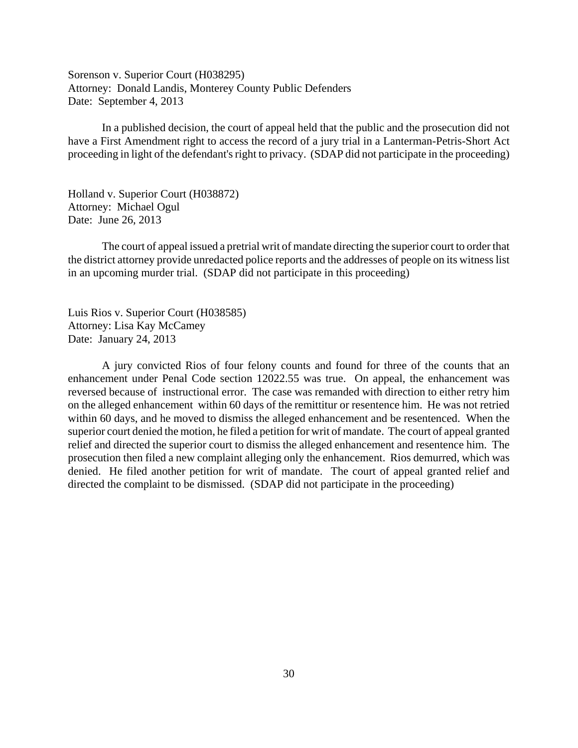Sorenson v. Superior Court (H038295)
Attorney: Donald Landis, Monterey County Public Defenders
Date: September 4, 2013

In a published decision, the court of appeal held that the public and the prosecution did not have a First Amendment right to access the record of a jury trial in a Lanterman-Petris-Short Act proceeding in light of the defendant's right to privacy. (SDAP did not participate in the proceeding)

Holland v. Superior Court (H038872)
Attorney: Michael Ogul
Date: June 26, 2013

The court of appeal issued a pretrial writ of mandate directing the superior court to order that the district attorney provide unredacted police reports and the addresses of people on its witness list in an upcoming murder trial. (SDAP did not participate in this proceeding)

Luis Rios v. Superior Court (H038585)
Attorney: Lisa Kay McCamey
Date: January 24, 2013

A jury convicted Rios of four felony counts and found for three of the counts that an enhancement under Penal Code section 12022.55 was true. On appeal, the enhancement was reversed because of instructional error. The case was remanded with direction to either retry him on the alleged enhancement within 60 days of the remittitur or resentence him. He was not retried within 60 days, and he moved to dismiss the alleged enhancement and be resentenced. When the superior court denied the motion, he filed a petition for writ of mandate. The court of appeal granted relief and directed the superior court to dismiss the alleged enhancement and resentence him. The prosecution then filed a new complaint alleging only the enhancement. Rios demurred, which was denied. He filed another petition for writ of mandate. The court of appeal granted relief and directed the complaint to be dismissed. (SDAP did not participate in the proceeding)